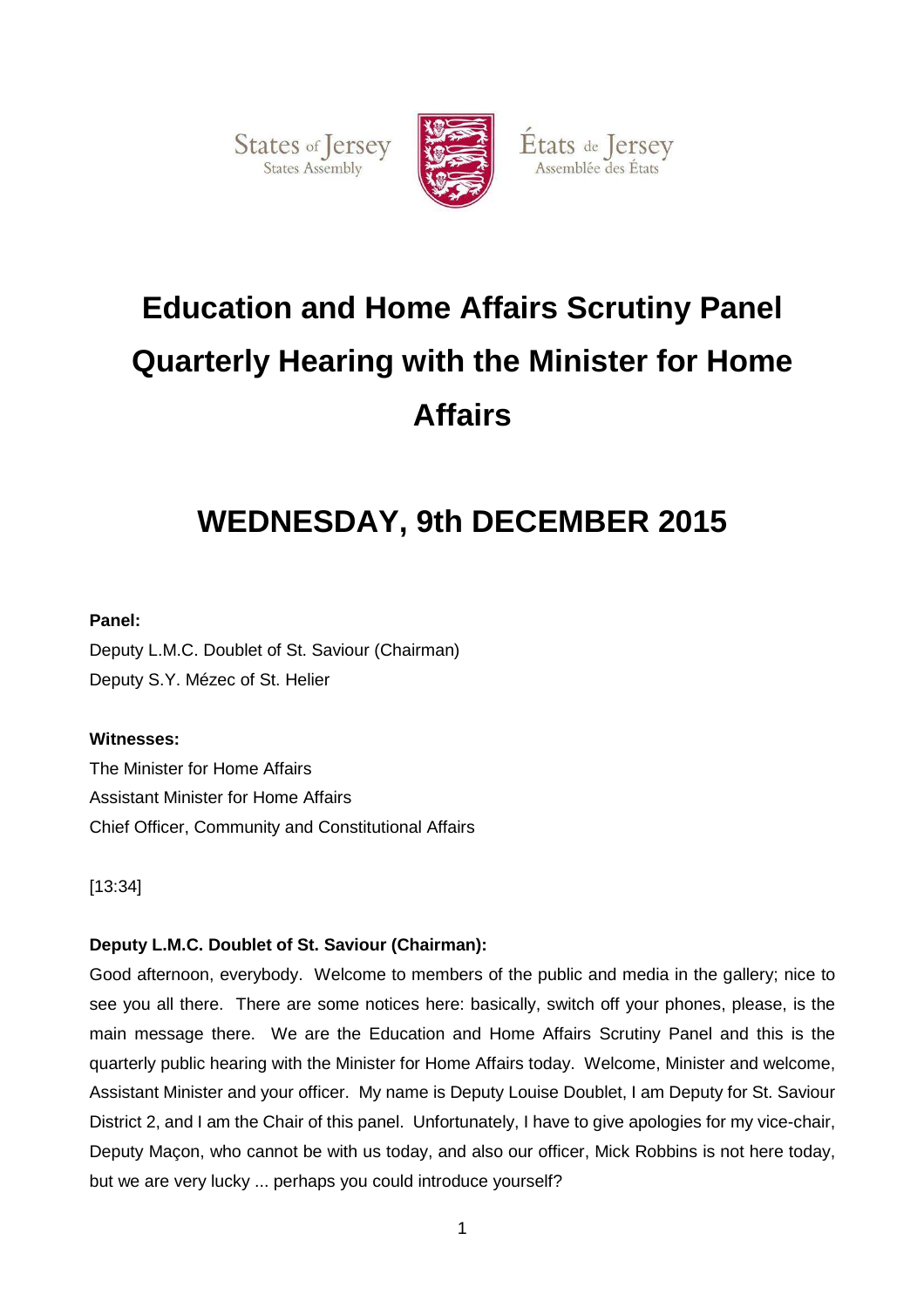States of Jersey
States Assembly

États de Jersey
Assemblée des États

# Education and Home Affairs Scrutiny Panel Quarterly Hearing with the Minister for Home Affairs

# WEDNESDAY, 9th DECEMBER 2015

**Panel:**

Deputy L.M.C. Doublet of St. Saviour (Chairman)
Deputy S.Y. Mézec of St. Helier

**Witnesses:**

The Minister for Home Affairs
Assistant Minister for Home Affairs
Chief Officer, Community and Constitutional Affairs

[13:34]

**Deputy L.M.C. Doublet of St. Saviour (Chairman):**

Good afternoon, everybody. Welcome to members of the public and media in the gallery; nice to see you all there. There are some notices here: basically, switch off your phones, please, is the main message there. We are the Education and Home Affairs Scrutiny Panel and this is the quarterly public hearing with the Minister for Home Affairs today. Welcome, Minister and welcome, Assistant Minister and your officer. My name is Deputy Louise Doublet, I am Deputy for St. Saviour District 2, and I am the Chair of this panel. Unfortunately, I have to give apologies for my vice-chair, Deputy Maçon, who cannot be with us today, and also our officer, Mick Robbins is not here today, but we are very lucky ... perhaps you could introduce yourself?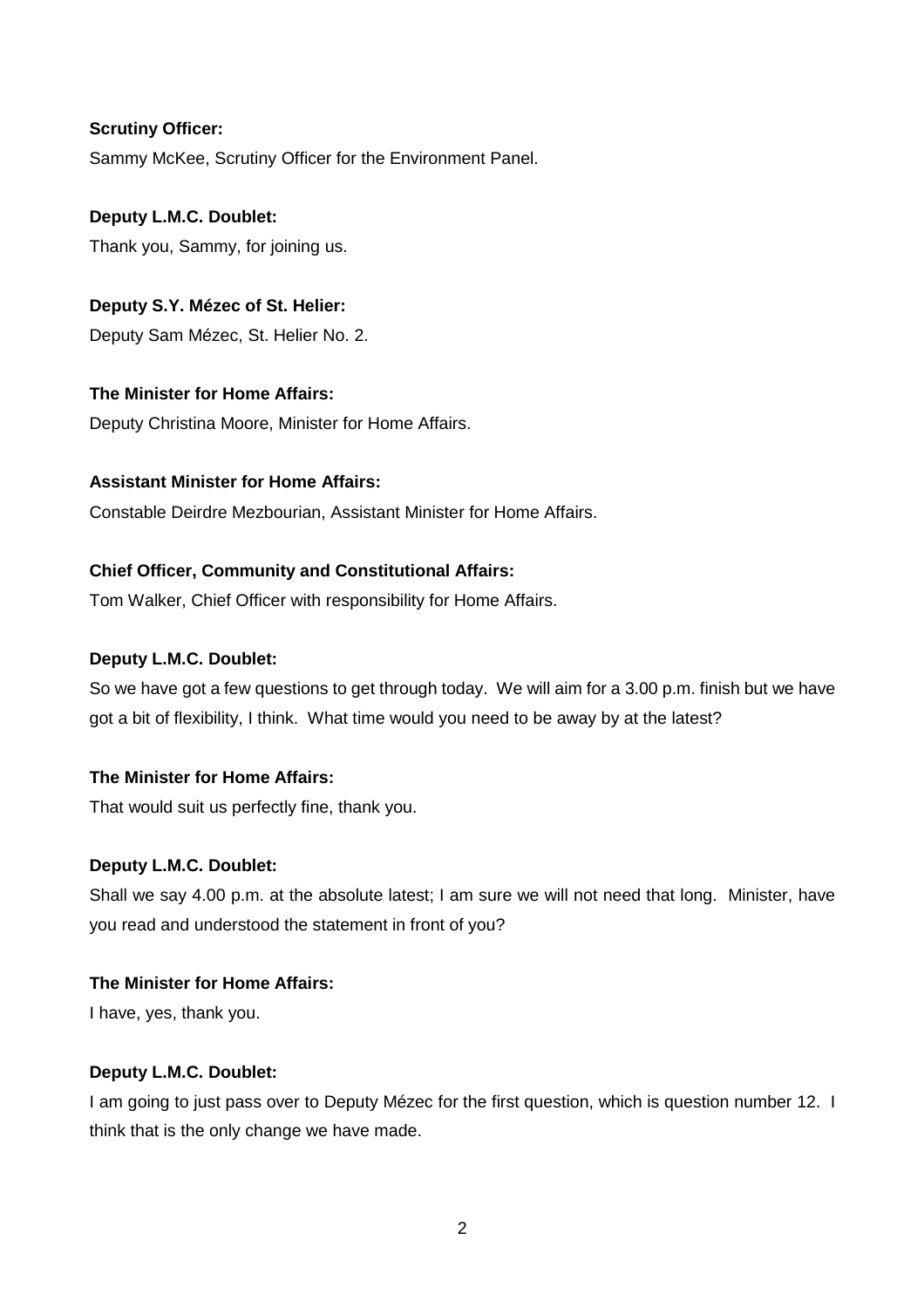**Scrutiny Officer:**

Sammy McKee, Scrutiny Officer for the Environment Panel.

**Deputy L.M.C. Doublet:**

Thank you, Sammy, for joining us.

**Deputy S.Y. Mézec of St. Helier:**

Deputy Sam Mézec, St. Helier No. 2.

**The Minister for Home Affairs:**

Deputy Christina Moore, Minister for Home Affairs.

**Assistant Minister for Home Affairs:**

Constable Deirdre Mezbourian, Assistant Minister for Home Affairs.

**Chief Officer, Community and Constitutional Affairs:**

Tom Walker, Chief Officer with responsibility for Home Affairs.

**Deputy L.M.C. Doublet:**

So we have got a few questions to get through today. We will aim for a 3.00 p.m. finish but we have got a bit of flexibility, I think. What time would you need to be away by at the latest?

**The Minister for Home Affairs:**

That would suit us perfectly fine, thank you.

**Deputy L.M.C. Doublet:**

Shall we say 4.00 p.m. at the absolute latest; I am sure we will not need that long. Minister, have you read and understood the statement in front of you?

**The Minister for Home Affairs:**

I have, yes, thank you.

**Deputy L.M.C. Doublet:**

I am going to just pass over to Deputy Mézec for the first question, which is question number 12. I think that is the only change we have made.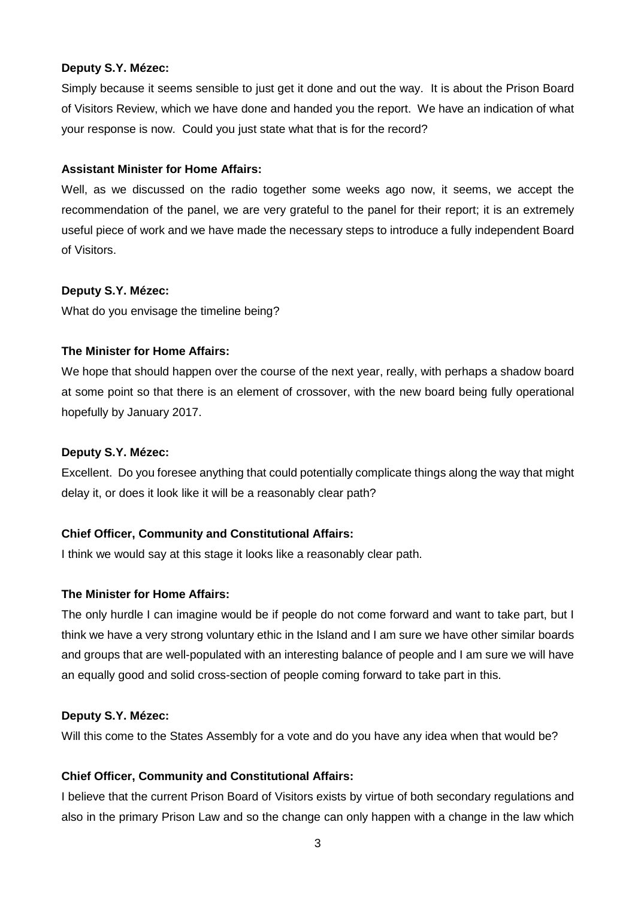**Deputy S.Y. Mézec:**

Simply because it seems sensible to just get it done and out the way. It is about the Prison Board of Visitors Review, which we have done and handed you the report. We have an indication of what your response is now. Could you just state what that is for the record?

**Assistant Minister for Home Affairs:**

Well, as we discussed on the radio together some weeks ago now, it seems, we accept the recommendation of the panel, we are very grateful to the panel for their report; it is an extremely useful piece of work and we have made the necessary steps to introduce a fully independent Board of Visitors.

**Deputy S.Y. Mézec:**

What do you envisage the timeline being?

**The Minister for Home Affairs:**

We hope that should happen over the course of the next year, really, with perhaps a shadow board at some point so that there is an element of crossover, with the new board being fully operational hopefully by January 2017.

**Deputy S.Y. Mézec:**

Excellent. Do you foresee anything that could potentially complicate things along the way that might delay it, or does it look like it will be a reasonably clear path?

**Chief Officer, Community and Constitutional Affairs:**

I think we would say at this stage it looks like a reasonably clear path.

**The Minister for Home Affairs:**

The only hurdle I can imagine would be if people do not come forward and want to take part, but I think we have a very strong voluntary ethic in the Island and I am sure we have other similar boards and groups that are well-populated with an interesting balance of people and I am sure we will have an equally good and solid cross-section of people coming forward to take part in this.

**Deputy S.Y. Mézec:**

Will this come to the States Assembly for a vote and do you have any idea when that would be?

**Chief Officer, Community and Constitutional Affairs:**

I believe that the current Prison Board of Visitors exists by virtue of both secondary regulations and also in the primary Prison Law and so the change can only happen with a change in the law which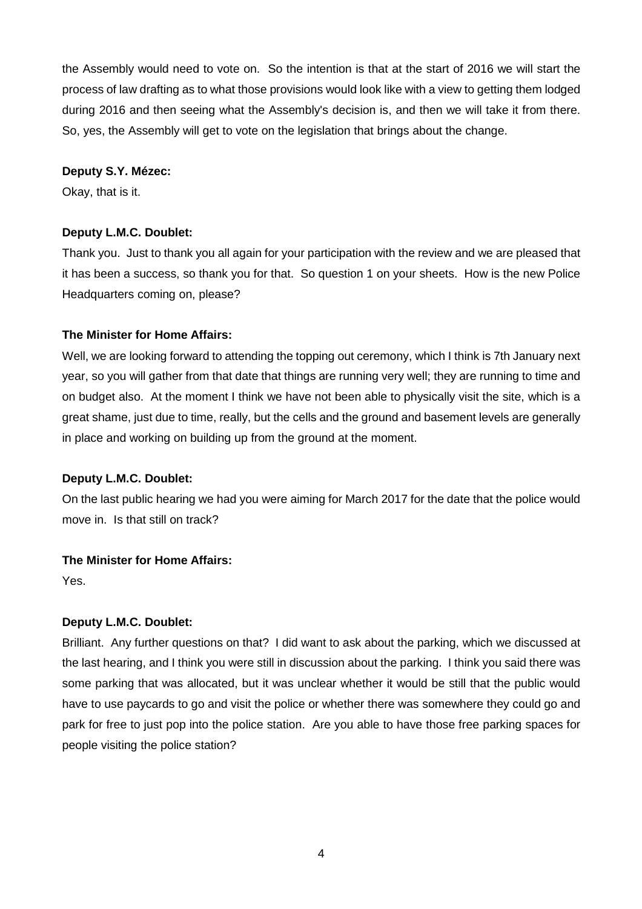the Assembly would need to vote on. So the intention is that at the start of 2016 we will start the process of law drafting as to what those provisions would look like with a view to getting them lodged during 2016 and then seeing what the Assembly's decision is, and then we will take it from there. So, yes, the Assembly will get to vote on the legislation that brings about the change.

**Deputy S.Y. Mézec:**

Okay, that is it.

**Deputy L.M.C. Doublet:**

Thank you. Just to thank you all again for your participation with the review and we are pleased that it has been a success, so thank you for that. So question 1 on your sheets. How is the new Police Headquarters coming on, please?

**The Minister for Home Affairs:**

Well, we are looking forward to attending the topping out ceremony, which I think is 7th January next year, so you will gather from that date that things are running very well; they are running to time and on budget also. At the moment I think we have not been able to physically visit the site, which is a great shame, just due to time, really, but the cells and the ground and basement levels are generally in place and working on building up from the ground at the moment.

**Deputy L.M.C. Doublet:**

On the last public hearing we had you were aiming for March 2017 for the date that the police would move in. Is that still on track?

**The Minister for Home Affairs:**

Yes.

**Deputy L.M.C. Doublet:**

Brilliant. Any further questions on that? I did want to ask about the parking, which we discussed at the last hearing, and I think you were still in discussion about the parking. I think you said there was some parking that was allocated, but it was unclear whether it would be still that the public would have to use paycards to go and visit the police or whether there was somewhere they could go and park for free to just pop into the police station. Are you able to have those free parking spaces for people visiting the police station?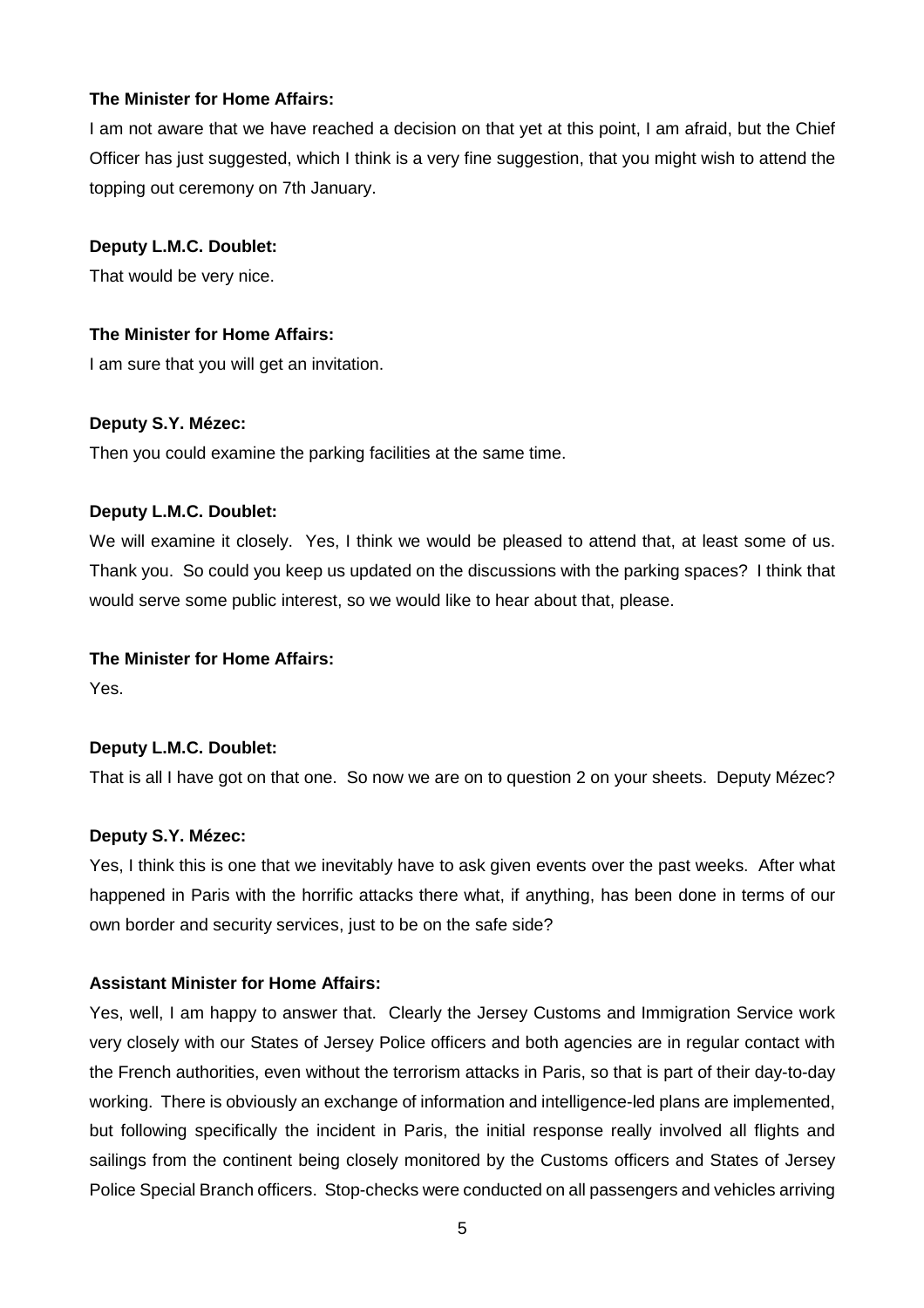**The Minister for Home Affairs:**

I am not aware that we have reached a decision on that yet at this point, I am afraid, but the Chief Officer has just suggested, which I think is a very fine suggestion, that you might wish to attend the topping out ceremony on 7th January.

**Deputy L.M.C. Doublet:**

That would be very nice.

**The Minister for Home Affairs:**

I am sure that you will get an invitation.

**Deputy S.Y. Mézec:**

Then you could examine the parking facilities at the same time.

**Deputy L.M.C. Doublet:**

We will examine it closely. Yes, I think we would be pleased to attend that, at least some of us. Thank you. So could you keep us updated on the discussions with the parking spaces? I think that would serve some public interest, so we would like to hear about that, please.

**The Minister for Home Affairs:**

Yes.

**Deputy L.M.C. Doublet:**

That is all I have got on that one. So now we are on to question 2 on your sheets. Deputy Mézec?

**Deputy S.Y. Mézec:**

Yes, I think this is one that we inevitably have to ask given events over the past weeks. After what happened in Paris with the horrific attacks there what, if anything, has been done in terms of our own border and security services, just to be on the safe side?

**Assistant Minister for Home Affairs:**

Yes, well, I am happy to answer that. Clearly the Jersey Customs and Immigration Service work very closely with our States of Jersey Police officers and both agencies are in regular contact with the French authorities, even without the terrorism attacks in Paris, so that is part of their day-to-day working. There is obviously an exchange of information and intelligence-led plans are implemented, but following specifically the incident in Paris, the initial response really involved all flights and sailings from the continent being closely monitored by the Customs officers and States of Jersey Police Special Branch officers. Stop-checks were conducted on all passengers and vehicles arriving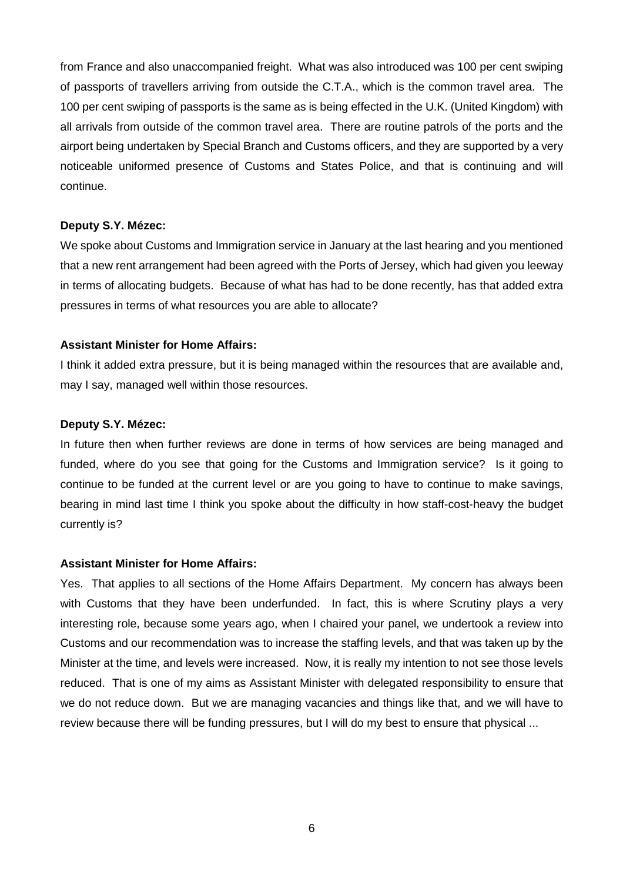from France and also unaccompanied freight. What was also introduced was 100 per cent swiping of passports of travellers arriving from outside the C.T.A., which is the common travel area. The 100 per cent swiping of passports is the same as is being effected in the U.K. (United Kingdom) with all arrivals from outside of the common travel area. There are routine patrols of the ports and the airport being undertaken by Special Branch and Customs officers, and they are supported by a very noticeable uniformed presence of Customs and States Police, and that is continuing and will continue.

**Deputy S.Y. Mézec:**

We spoke about Customs and Immigration service in January at the last hearing and you mentioned that a new rent arrangement had been agreed with the Ports of Jersey, which had given you leeway in terms of allocating budgets. Because of what has had to be done recently, has that added extra pressures in terms of what resources you are able to allocate?

**Assistant Minister for Home Affairs:**

I think it added extra pressure, but it is being managed within the resources that are available and, may I say, managed well within those resources.

**Deputy S.Y. Mézec:**

In future then when further reviews are done in terms of how services are being managed and funded, where do you see that going for the Customs and Immigration service? Is it going to continue to be funded at the current level or are you going to have to continue to make savings, bearing in mind last time I think you spoke about the difficulty in how staff-cost-heavy the budget currently is?

**Assistant Minister for Home Affairs:**

Yes. That applies to all sections of the Home Affairs Department. My concern has always been with Customs that they have been underfunded. In fact, this is where Scrutiny plays a very interesting role, because some years ago, when I chaired your panel, we undertook a review into Customs and our recommendation was to increase the staffing levels, and that was taken up by the Minister at the time, and levels were increased. Now, it is really my intention to not see those levels reduced. That is one of my aims as Assistant Minister with delegated responsibility to ensure that we do not reduce down. But we are managing vacancies and things like that, and we will have to review because there will be funding pressures, but I will do my best to ensure that physical ...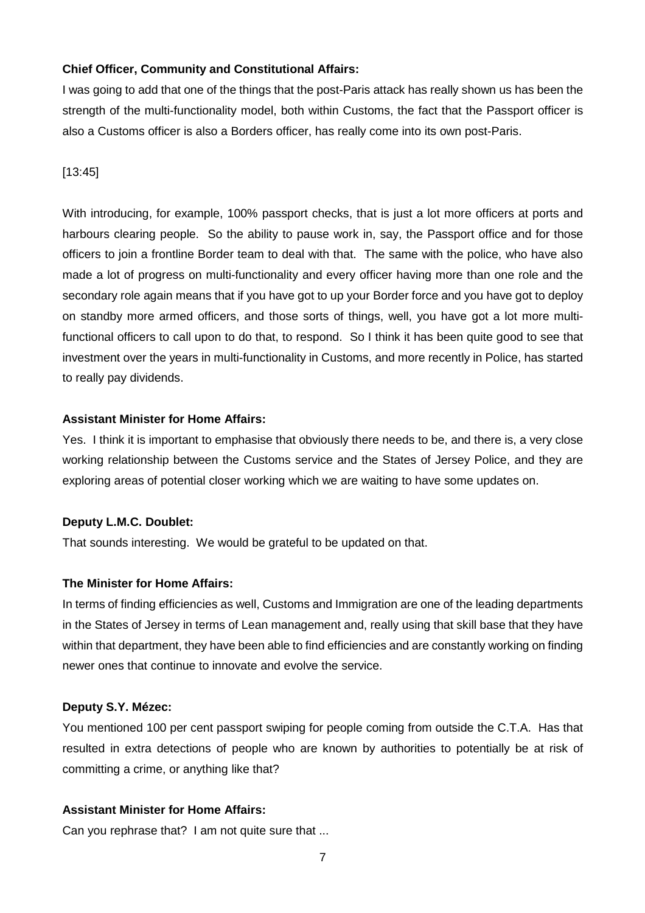**Chief Officer, Community and Constitutional Affairs:**

I was going to add that one of the things that the post-Paris attack has really shown us has been the strength of the multi-functionality model, both within Customs, the fact that the Passport officer is also a Customs officer is also a Borders officer, has really come into its own post-Paris.

[13:45]

With introducing, for example, 100% passport checks, that is just a lot more officers at ports and harbours clearing people. So the ability to pause work in, say, the Passport office and for those officers to join a frontline Border team to deal with that. The same with the police, who have also made a lot of progress on multi-functionality and every officer having more than one role and the secondary role again means that if you have got to up your Border force and you have got to deploy on standby more armed officers, and those sorts of things, well, you have got a lot more multi-functional officers to call upon to do that, to respond. So I think it has been quite good to see that investment over the years in multi-functionality in Customs, and more recently in Police, has started to really pay dividends.

**Assistant Minister for Home Affairs:**

Yes. I think it is important to emphasise that obviously there needs to be, and there is, a very close working relationship between the Customs service and the States of Jersey Police, and they are exploring areas of potential closer working which we are waiting to have some updates on.

**Deputy L.M.C. Doublet:**

That sounds interesting. We would be grateful to be updated on that.

**The Minister for Home Affairs:**

In terms of finding efficiencies as well, Customs and Immigration are one of the leading departments in the States of Jersey in terms of Lean management and, really using that skill base that they have within that department, they have been able to find efficiencies and are constantly working on finding newer ones that continue to innovate and evolve the service.

**Deputy S.Y. Mézec:**

You mentioned 100 per cent passport swiping for people coming from outside the C.T.A. Has that resulted in extra detections of people who are known by authorities to potentially be at risk of committing a crime, or anything like that?

**Assistant Minister for Home Affairs:**

Can you rephrase that? I am not quite sure that ...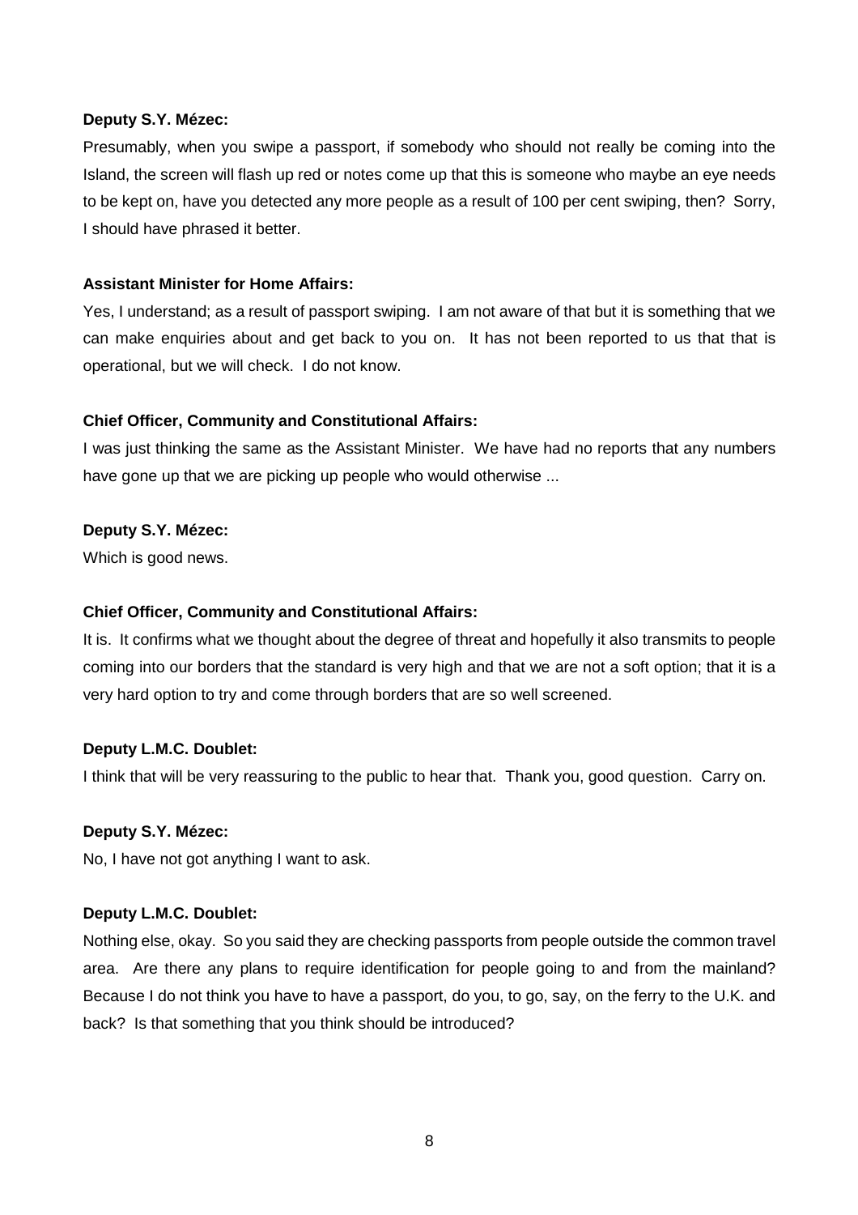**Deputy S.Y. Mézec:**

Presumably, when you swipe a passport, if somebody who should not really be coming into the Island, the screen will flash up red or notes come up that this is someone who maybe an eye needs to be kept on, have you detected any more people as a result of 100 per cent swiping, then? Sorry, I should have phrased it better.

**Assistant Minister for Home Affairs:**

Yes, I understand; as a result of passport swiping. I am not aware of that but it is something that we can make enquiries about and get back to you on. It has not been reported to us that that is operational, but we will check. I do not know.

**Chief Officer, Community and Constitutional Affairs:**

I was just thinking the same as the Assistant Minister. We have had no reports that any numbers have gone up that we are picking up people who would otherwise ...

**Deputy S.Y. Mézec:**

Which is good news.

**Chief Officer, Community and Constitutional Affairs:**

It is. It confirms what we thought about the degree of threat and hopefully it also transmits to people coming into our borders that the standard is very high and that we are not a soft option; that it is a very hard option to try and come through borders that are so well screened.

**Deputy L.M.C. Doublet:**

I think that will be very reassuring to the public to hear that. Thank you, good question. Carry on.

**Deputy S.Y. Mézec:**

No, I have not got anything I want to ask.

**Deputy L.M.C. Doublet:**

Nothing else, okay. So you said they are checking passports from people outside the common travel area. Are there any plans to require identification for people going to and from the mainland? Because I do not think you have to have a passport, do you, to go, say, on the ferry to the U.K. and back? Is that something that you think should be introduced?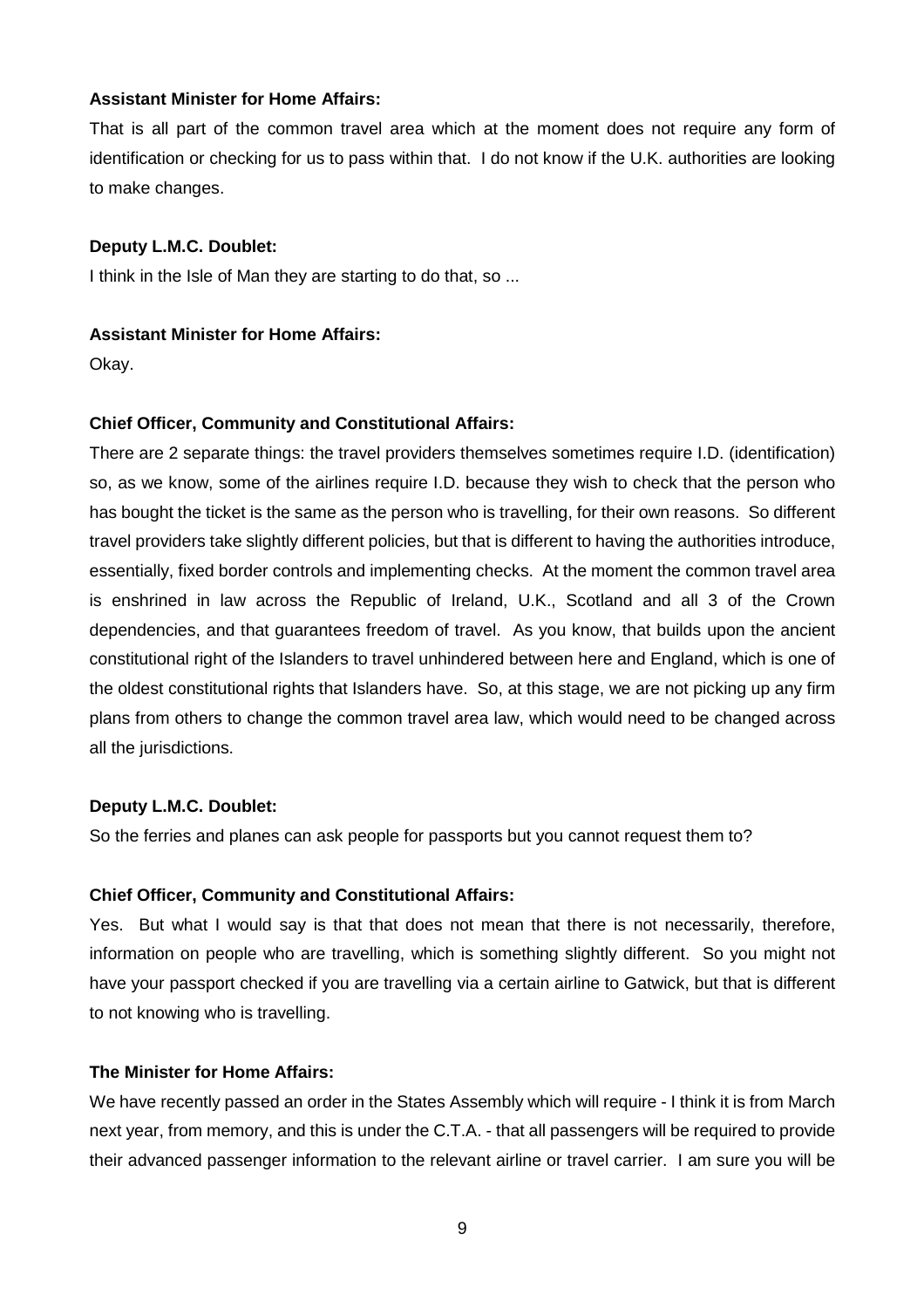**Assistant Minister for Home Affairs:**

That is all part of the common travel area which at the moment does not require any form of identification or checking for us to pass within that. I do not know if the U.K. authorities are looking to make changes.

**Deputy L.M.C. Doublet:**

I think in the Isle of Man they are starting to do that, so ...

**Assistant Minister for Home Affairs:**

Okay.

**Chief Officer, Community and Constitutional Affairs:**

There are 2 separate things: the travel providers themselves sometimes require I.D. (identification) so, as we know, some of the airlines require I.D. because they wish to check that the person who has bought the ticket is the same as the person who is travelling, for their own reasons. So different travel providers take slightly different policies, but that is different to having the authorities introduce, essentially, fixed border controls and implementing checks. At the moment the common travel area is enshrined in law across the Republic of Ireland, U.K., Scotland and all 3 of the Crown dependencies, and that guarantees freedom of travel. As you know, that builds upon the ancient constitutional right of the Islanders to travel unhindered between here and England, which is one of the oldest constitutional rights that Islanders have. So, at this stage, we are not picking up any firm plans from others to change the common travel area law, which would need to be changed across all the jurisdictions.

**Deputy L.M.C. Doublet:**

So the ferries and planes can ask people for passports but you cannot request them to?

**Chief Officer, Community and Constitutional Affairs:**

Yes. But what I would say is that that does not mean that there is not necessarily, therefore, information on people who are travelling, which is something slightly different. So you might not have your passport checked if you are travelling via a certain airline to Gatwick, but that is different to not knowing who is travelling.

**The Minister for Home Affairs:**

We have recently passed an order in the States Assembly which will require - I think it is from March next year, from memory, and this is under the C.T.A. - that all passengers will be required to provide their advanced passenger information to the relevant airline or travel carrier. I am sure you will be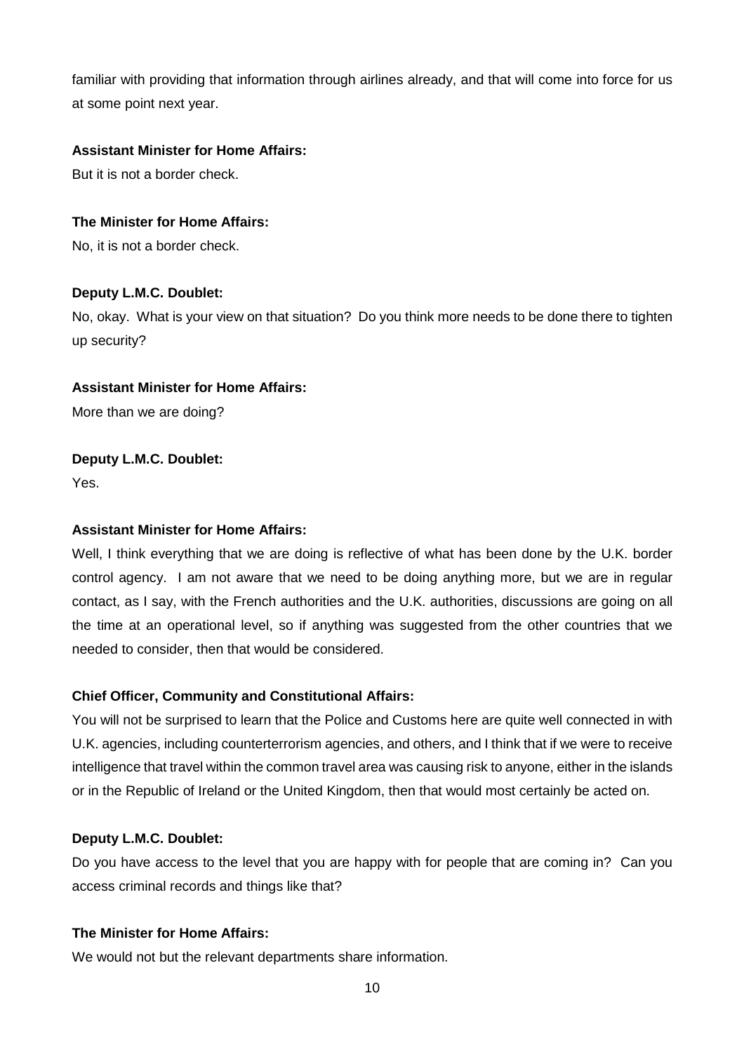familiar with providing that information through airlines already, and that will come into force for us at some point next year.

**Assistant Minister for Home Affairs:**

But it is not a border check.

**The Minister for Home Affairs:**

No, it is not a border check.

**Deputy L.M.C. Doublet:**

No, okay. What is your view on that situation? Do you think more needs to be done there to tighten up security?

**Assistant Minister for Home Affairs:**

More than we are doing?

**Deputy L.M.C. Doublet:**

Yes.

**Assistant Minister for Home Affairs:**

Well, I think everything that we are doing is reflective of what has been done by the U.K. border control agency. I am not aware that we need to be doing anything more, but we are in regular contact, as I say, with the French authorities and the U.K. authorities, discussions are going on all the time at an operational level, so if anything was suggested from the other countries that we needed to consider, then that would be considered.

**Chief Officer, Community and Constitutional Affairs:**

You will not be surprised to learn that the Police and Customs here are quite well connected in with U.K. agencies, including counterterrorism agencies, and others, and I think that if we were to receive intelligence that travel within the common travel area was causing risk to anyone, either in the islands or in the Republic of Ireland or the United Kingdom, then that would most certainly be acted on.

**Deputy L.M.C. Doublet:**

Do you have access to the level that you are happy with for people that are coming in? Can you access criminal records and things like that?

**The Minister for Home Affairs:**

We would not but the relevant departments share information.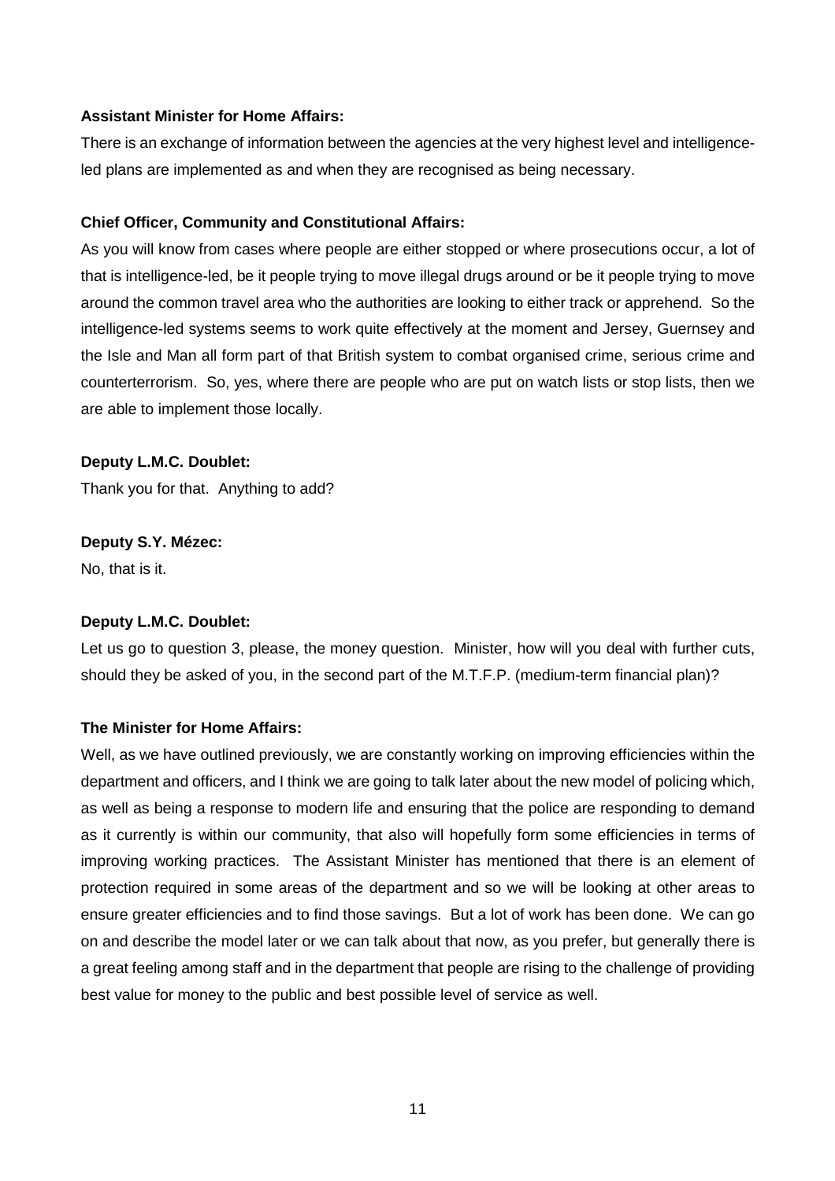**Assistant Minister for Home Affairs:**

There is an exchange of information between the agencies at the very highest level and intelligence-led plans are implemented as and when they are recognised as being necessary.

**Chief Officer, Community and Constitutional Affairs:**

As you will know from cases where people are either stopped or where prosecutions occur, a lot of that is intelligence-led, be it people trying to move illegal drugs around or be it people trying to move around the common travel area who the authorities are looking to either track or apprehend. So the intelligence-led systems seems to work quite effectively at the moment and Jersey, Guernsey and the Isle and Man all form part of that British system to combat organised crime, serious crime and counterterrorism. So, yes, where there are people who are put on watch lists or stop lists, then we are able to implement those locally.

**Deputy L.M.C. Doublet:**

Thank you for that. Anything to add?

**Deputy S.Y. Mézec:**

No, that is it.

**Deputy L.M.C. Doublet:**

Let us go to question 3, please, the money question. Minister, how will you deal with further cuts, should they be asked of you, in the second part of the M.T.F.P. (medium-term financial plan)?

**The Minister for Home Affairs:**

Well, as we have outlined previously, we are constantly working on improving efficiencies within the department and officers, and I think we are going to talk later about the new model of policing which, as well as being a response to modern life and ensuring that the police are responding to demand as it currently is within our community, that also will hopefully form some efficiencies in terms of improving working practices. The Assistant Minister has mentioned that there is an element of protection required in some areas of the department and so we will be looking at other areas to ensure greater efficiencies and to find those savings. But a lot of work has been done. We can go on and describe the model later or we can talk about that now, as you prefer, but generally there is a great feeling among staff and in the department that people are rising to the challenge of providing best value for money to the public and best possible level of service as well.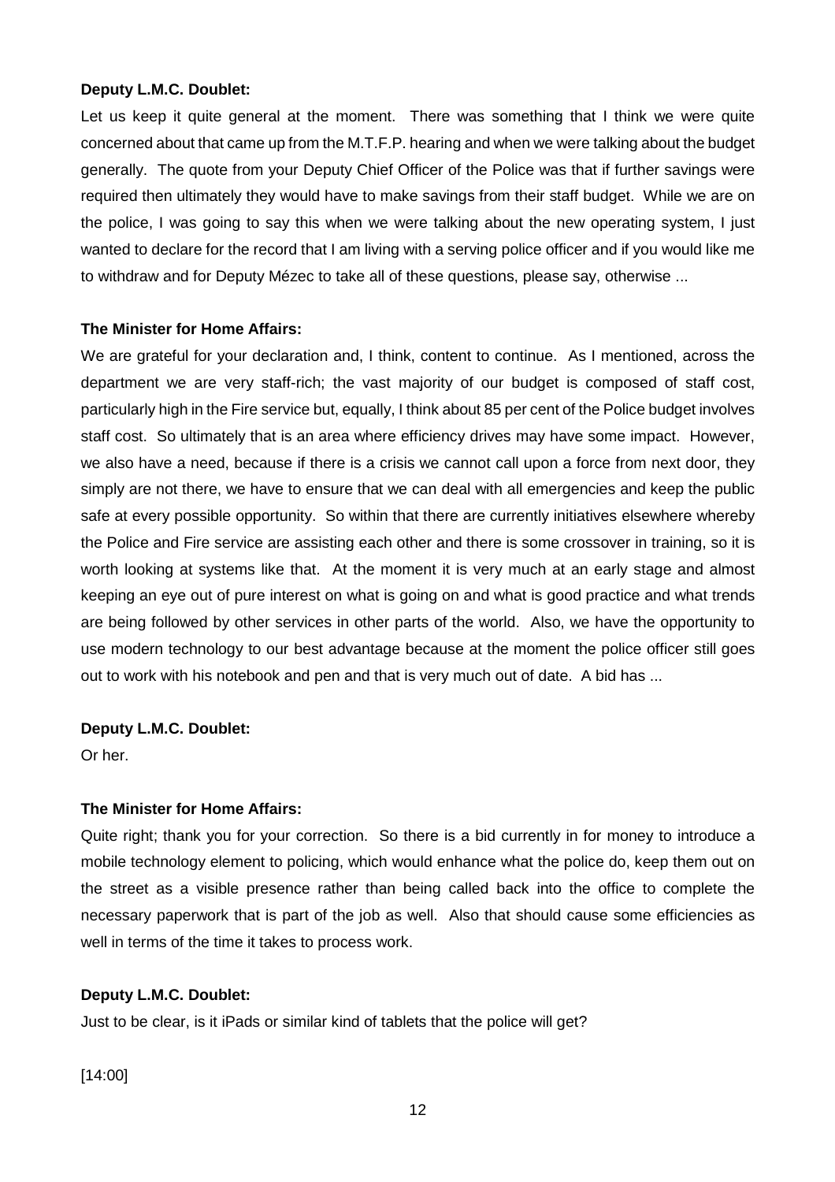**Deputy L.M.C. Doublet:**

Let us keep it quite general at the moment. There was something that I think we were quite concerned about that came up from the M.T.F.P. hearing and when we were talking about the budget generally. The quote from your Deputy Chief Officer of the Police was that if further savings were required then ultimately they would have to make savings from their staff budget. While we are on the police, I was going to say this when we were talking about the new operating system, I just wanted to declare for the record that I am living with a serving police officer and if you would like me to withdraw and for Deputy Mézec to take all of these questions, please say, otherwise ...

**The Minister for Home Affairs:**

We are grateful for your declaration and, I think, content to continue. As I mentioned, across the department we are very staff-rich; the vast majority of our budget is composed of staff cost, particularly high in the Fire service but, equally, I think about 85 per cent of the Police budget involves staff cost. So ultimately that is an area where efficiency drives may have some impact. However, we also have a need, because if there is a crisis we cannot call upon a force from next door, they simply are not there, we have to ensure that we can deal with all emergencies and keep the public safe at every possible opportunity. So within that there are currently initiatives elsewhere whereby the Police and Fire service are assisting each other and there is some crossover in training, so it is worth looking at systems like that. At the moment it is very much at an early stage and almost keeping an eye out of pure interest on what is going on and what is good practice and what trends are being followed by other services in other parts of the world. Also, we have the opportunity to use modern technology to our best advantage because at the moment the police officer still goes out to work with his notebook and pen and that is very much out of date. A bid has ...

**Deputy L.M.C. Doublet:**

Or her.

**The Minister for Home Affairs:**

Quite right; thank you for your correction. So there is a bid currently in for money to introduce a mobile technology element to policing, which would enhance what the police do, keep them out on the street as a visible presence rather than being called back into the office to complete the necessary paperwork that is part of the job as well. Also that should cause some efficiencies as well in terms of the time it takes to process work.

**Deputy L.M.C. Doublet:**

Just to be clear, is it iPads or similar kind of tablets that the police will get?

[14:00]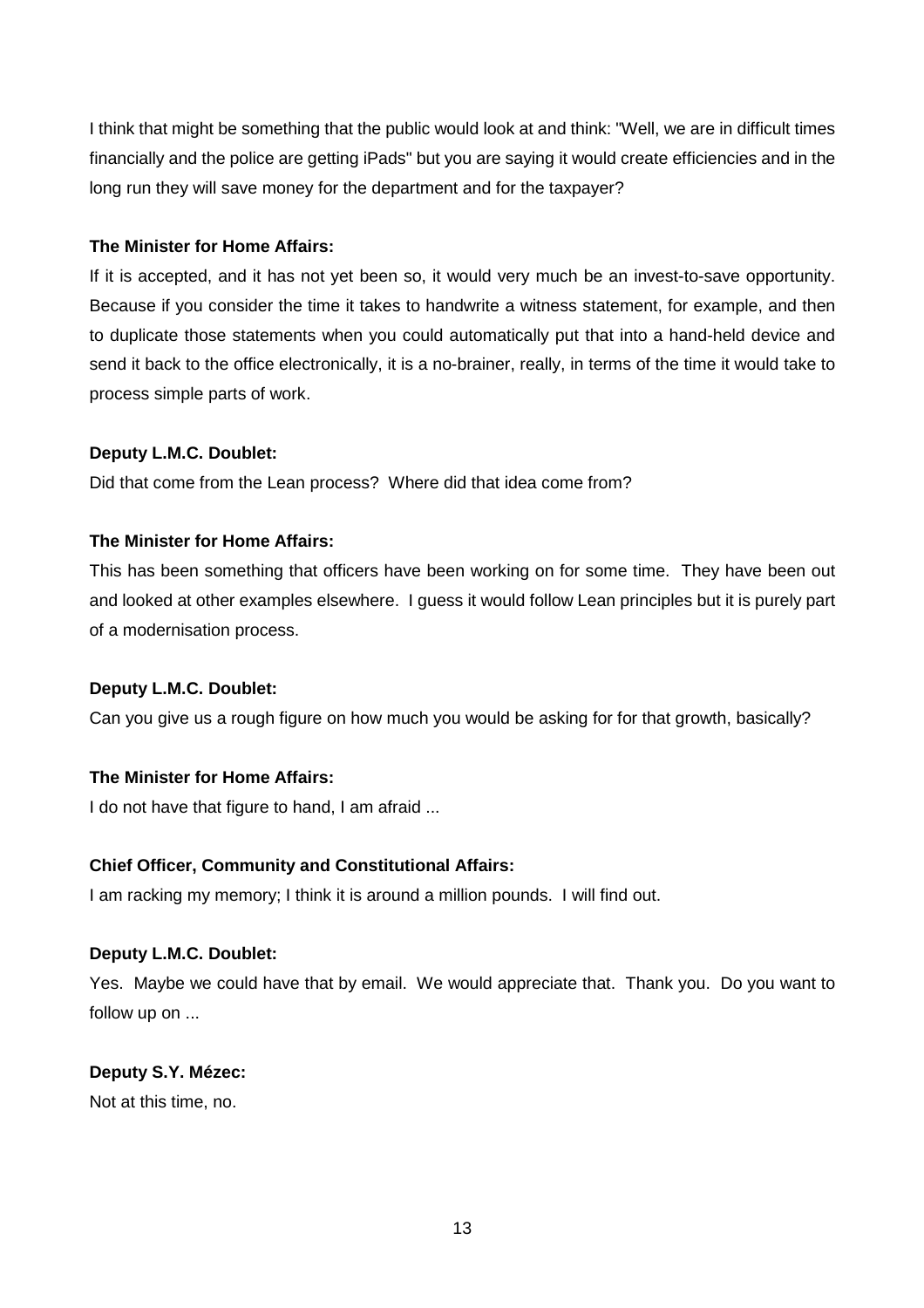I think that might be something that the public would look at and think: "Well, we are in difficult times financially and the police are getting iPads" but you are saying it would create efficiencies and in the long run they will save money for the department and for the taxpayer?

**The Minister for Home Affairs:**

If it is accepted, and it has not yet been so, it would very much be an invest-to-save opportunity. Because if you consider the time it takes to handwrite a witness statement, for example, and then to duplicate those statements when you could automatically put that into a hand-held device and send it back to the office electronically, it is a no-brainer, really, in terms of the time it would take to process simple parts of work.

**Deputy L.M.C. Doublet:**

Did that come from the Lean process? Where did that idea come from?

**The Minister for Home Affairs:**

This has been something that officers have been working on for some time. They have been out and looked at other examples elsewhere. I guess it would follow Lean principles but it is purely part of a modernisation process.

**Deputy L.M.C. Doublet:**

Can you give us a rough figure on how much you would be asking for for that growth, basically?

**The Minister for Home Affairs:**

I do not have that figure to hand, I am afraid ...

**Chief Officer, Community and Constitutional Affairs:**

I am racking my memory; I think it is around a million pounds. I will find out.

**Deputy L.M.C. Doublet:**

Yes. Maybe we could have that by email. We would appreciate that. Thank you. Do you want to follow up on ...

**Deputy S.Y. Mézec:**

Not at this time, no.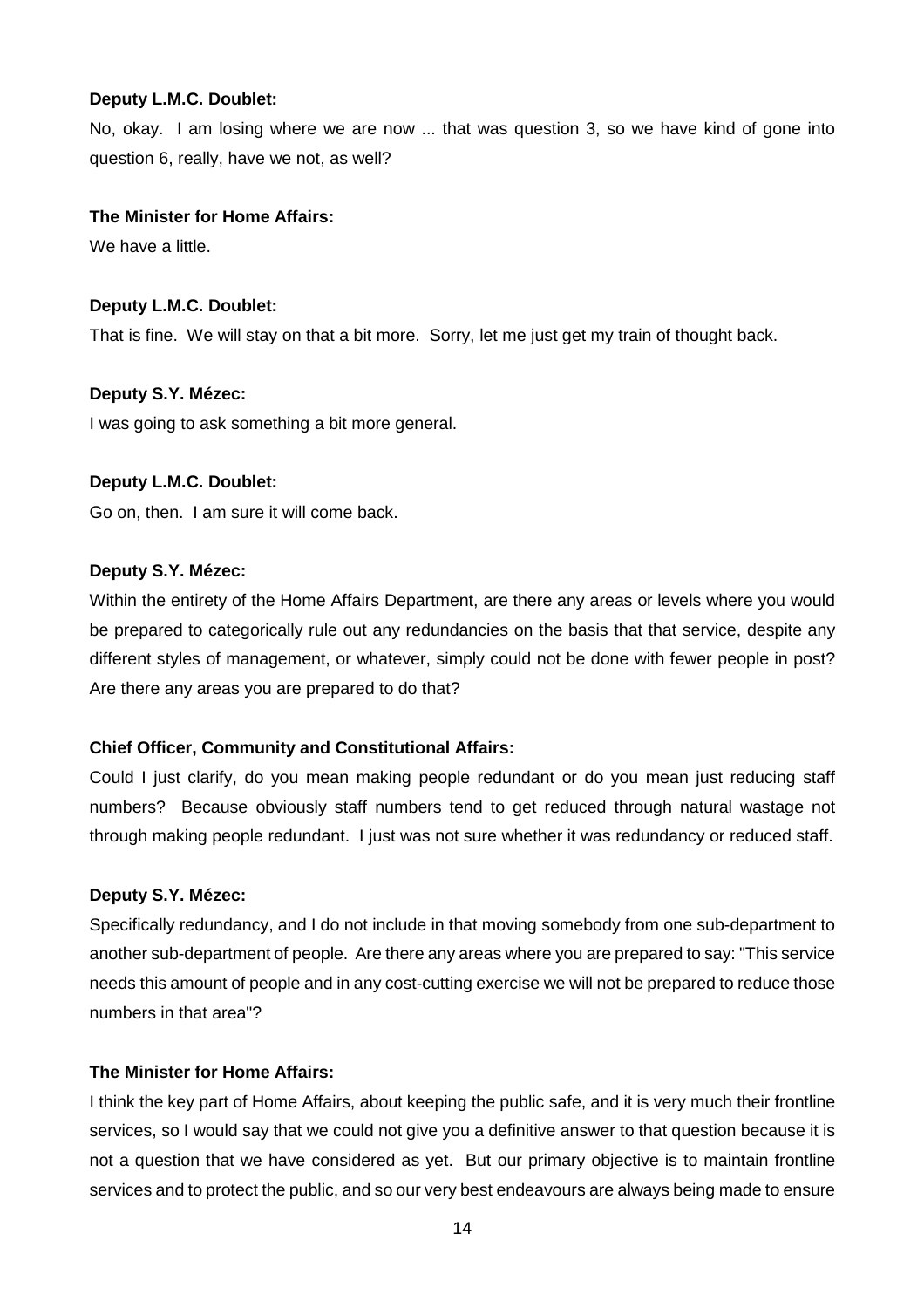**Deputy L.M.C. Doublet:**

No, okay. I am losing where we are now ... that was question 3, so we have kind of gone into question 6, really, have we not, as well?

**The Minister for Home Affairs:**

We have a little.

**Deputy L.M.C. Doublet:**

That is fine. We will stay on that a bit more. Sorry, let me just get my train of thought back.

**Deputy S.Y. Mézec:**

I was going to ask something a bit more general.

**Deputy L.M.C. Doublet:**

Go on, then. I am sure it will come back.

**Deputy S.Y. Mézec:**

Within the entirety of the Home Affairs Department, are there any areas or levels where you would be prepared to categorically rule out any redundancies on the basis that that service, despite any different styles of management, or whatever, simply could not be done with fewer people in post? Are there any areas you are prepared to do that?

**Chief Officer, Community and Constitutional Affairs:**

Could I just clarify, do you mean making people redundant or do you mean just reducing staff numbers? Because obviously staff numbers tend to get reduced through natural wastage not through making people redundant. I just was not sure whether it was redundancy or reduced staff.

**Deputy S.Y. Mézec:**

Specifically redundancy, and I do not include in that moving somebody from one sub-department to another sub-department of people. Are there any areas where you are prepared to say: "This service needs this amount of people and in any cost-cutting exercise we will not be prepared to reduce those numbers in that area"?

**The Minister for Home Affairs:**

I think the key part of Home Affairs, about keeping the public safe, and it is very much their frontline services, so I would say that we could not give you a definitive answer to that question because it is not a question that we have considered as yet. But our primary objective is to maintain frontline services and to protect the public, and so our very best endeavours are always being made to ensure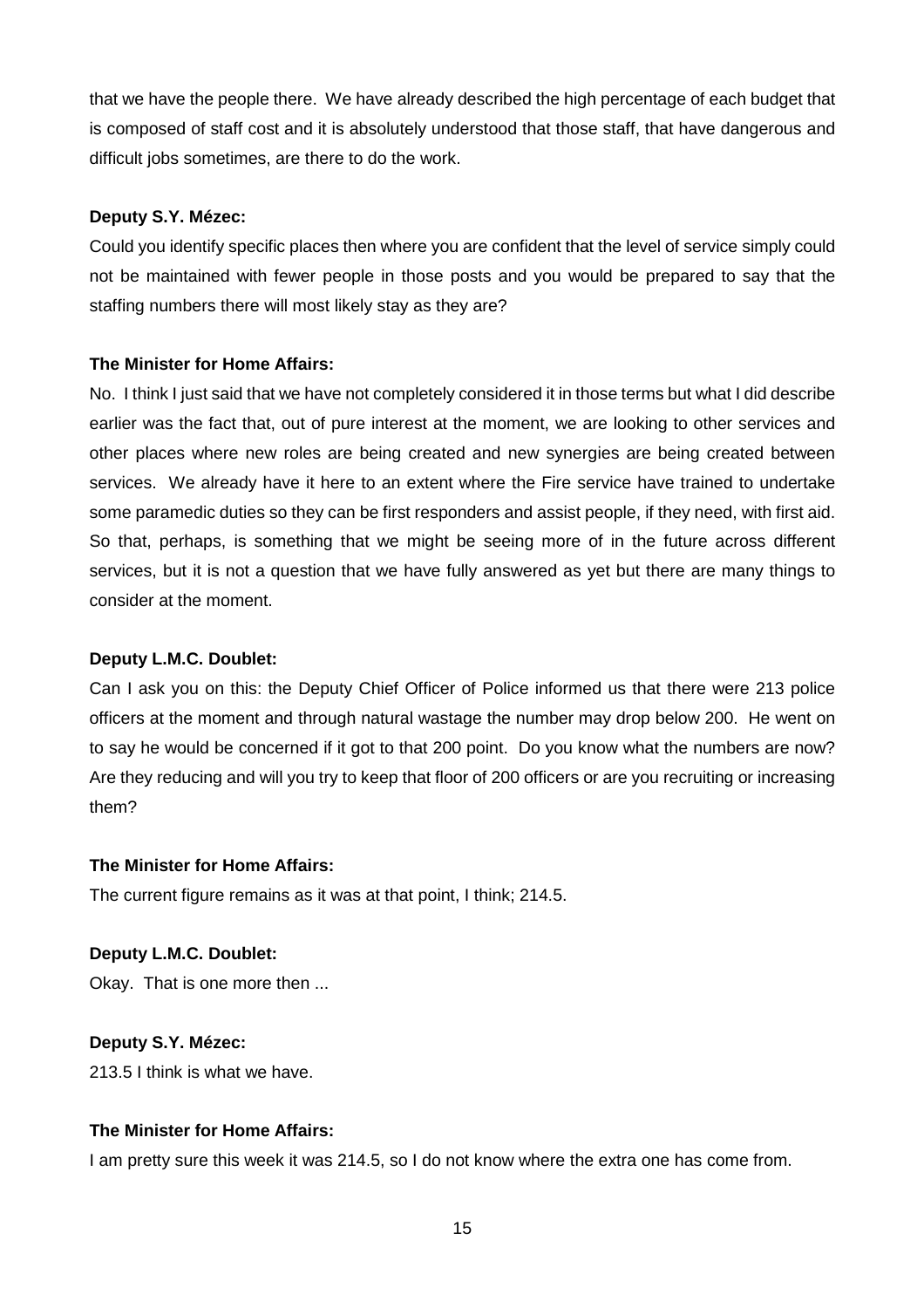that we have the people there. We have already described the high percentage of each budget that is composed of staff cost and it is absolutely understood that those staff, that have dangerous and difficult jobs sometimes, are there to do the work.

**Deputy S.Y. Mézec:**

Could you identify specific places then where you are confident that the level of service simply could not be maintained with fewer people in those posts and you would be prepared to say that the staffing numbers there will most likely stay as they are?

**The Minister for Home Affairs:**

No. I think I just said that we have not completely considered it in those terms but what I did describe earlier was the fact that, out of pure interest at the moment, we are looking to other services and other places where new roles are being created and new synergies are being created between services. We already have it here to an extent where the Fire service have trained to undertake some paramedic duties so they can be first responders and assist people, if they need, with first aid. So that, perhaps, is something that we might be seeing more of in the future across different services, but it is not a question that we have fully answered as yet but there are many things to consider at the moment.

**Deputy L.M.C. Doublet:**

Can I ask you on this: the Deputy Chief Officer of Police informed us that there were 213 police officers at the moment and through natural wastage the number may drop below 200. He went on to say he would be concerned if it got to that 200 point. Do you know what the numbers are now? Are they reducing and will you try to keep that floor of 200 officers or are you recruiting or increasing them?

**The Minister for Home Affairs:**

The current figure remains as it was at that point, I think; 214.5.

**Deputy L.M.C. Doublet:**

Okay. That is one more then ...

**Deputy S.Y. Mézec:**

213.5 I think is what we have.

**The Minister for Home Affairs:**

I am pretty sure this week it was 214.5, so I do not know where the extra one has come from.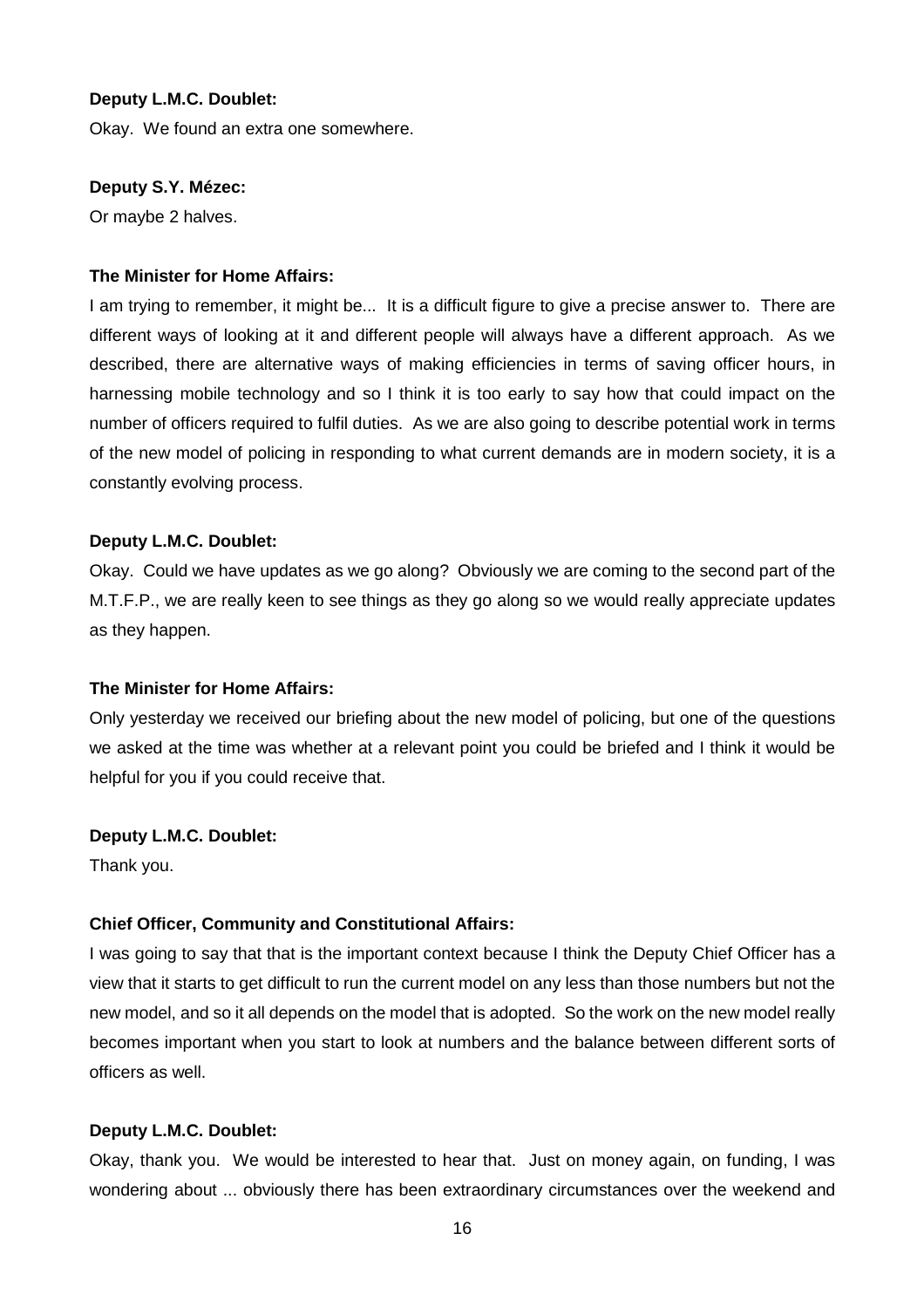**Deputy L.M.C. Doublet:**

Okay. We found an extra one somewhere.

**Deputy S.Y. Mézec:**

Or maybe 2 halves.

**The Minister for Home Affairs:**

I am trying to remember, it might be... It is a difficult figure to give a precise answer to. There are different ways of looking at it and different people will always have a different approach. As we described, there are alternative ways of making efficiencies in terms of saving officer hours, in harnessing mobile technology and so I think it is too early to say how that could impact on the number of officers required to fulfil duties. As we are also going to describe potential work in terms of the new model of policing in responding to what current demands are in modern society, it is a constantly evolving process.

**Deputy L.M.C. Doublet:**

Okay. Could we have updates as we go along? Obviously we are coming to the second part of the M.T.F.P., we are really keen to see things as they go along so we would really appreciate updates as they happen.

**The Minister for Home Affairs:**

Only yesterday we received our briefing about the new model of policing, but one of the questions we asked at the time was whether at a relevant point you could be briefed and I think it would be helpful for you if you could receive that.

**Deputy L.M.C. Doublet:**

Thank you.

**Chief Officer, Community and Constitutional Affairs:**

I was going to say that that is the important context because I think the Deputy Chief Officer has a view that it starts to get difficult to run the current model on any less than those numbers but not the new model, and so it all depends on the model that is adopted. So the work on the new model really becomes important when you start to look at numbers and the balance between different sorts of officers as well.

**Deputy L.M.C. Doublet:**

Okay, thank you. We would be interested to hear that. Just on money again, on funding, I was wondering about ... obviously there has been extraordinary circumstances over the weekend and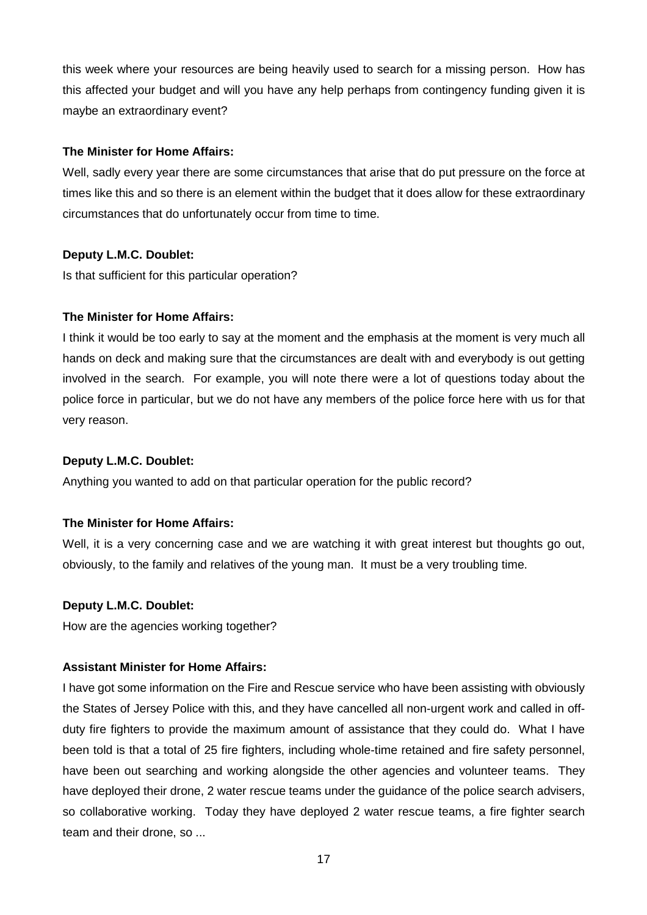this week where your resources are being heavily used to search for a missing person. How has this affected your budget and will you have any help perhaps from contingency funding given it is maybe an extraordinary event?

**The Minister for Home Affairs:**

Well, sadly every year there are some circumstances that arise that do put pressure on the force at times like this and so there is an element within the budget that it does allow for these extraordinary circumstances that do unfortunately occur from time to time.

**Deputy L.M.C. Doublet:**

Is that sufficient for this particular operation?

**The Minister for Home Affairs:**

I think it would be too early to say at the moment and the emphasis at the moment is very much all hands on deck and making sure that the circumstances are dealt with and everybody is out getting involved in the search. For example, you will note there were a lot of questions today about the police force in particular, but we do not have any members of the police force here with us for that very reason.

**Deputy L.M.C. Doublet:**

Anything you wanted to add on that particular operation for the public record?

**The Minister for Home Affairs:**

Well, it is a very concerning case and we are watching it with great interest but thoughts go out, obviously, to the family and relatives of the young man. It must be a very troubling time.

**Deputy L.M.C. Doublet:**

How are the agencies working together?

**Assistant Minister for Home Affairs:**

I have got some information on the Fire and Rescue service who have been assisting with obviously the States of Jersey Police with this, and they have cancelled all non-urgent work and called in off-duty fire fighters to provide the maximum amount of assistance that they could do. What I have been told is that a total of 25 fire fighters, including whole-time retained and fire safety personnel, have been out searching and working alongside the other agencies and volunteer teams. They have deployed their drone, 2 water rescue teams under the guidance of the police search advisers, so collaborative working. Today they have deployed 2 water rescue teams, a fire fighter search team and their drone, so ...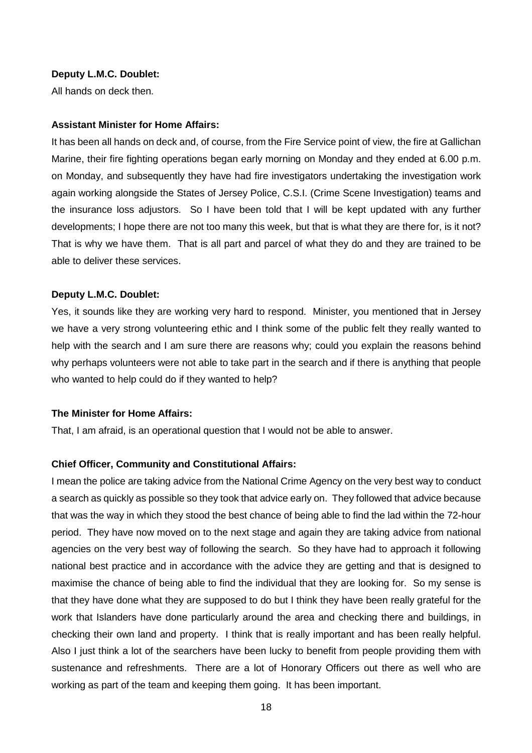**Deputy L.M.C. Doublet:**

All hands on deck then.

**Assistant Minister for Home Affairs:**

It has been all hands on deck and, of course, from the Fire Service point of view, the fire at Gallichan Marine, their fire fighting operations began early morning on Monday and they ended at 6.00 p.m. on Monday, and subsequently they have had fire investigators undertaking the investigation work again working alongside the States of Jersey Police, C.S.I. (Crime Scene Investigation) teams and the insurance loss adjustors. So I have been told that I will be kept updated with any further developments; I hope there are not too many this week, but that is what they are there for, is it not? That is why we have them. That is all part and parcel of what they do and they are trained to be able to deliver these services.

**Deputy L.M.C. Doublet:**

Yes, it sounds like they are working very hard to respond. Minister, you mentioned that in Jersey we have a very strong volunteering ethic and I think some of the public felt they really wanted to help with the search and I am sure there are reasons why; could you explain the reasons behind why perhaps volunteers were not able to take part in the search and if there is anything that people who wanted to help could do if they wanted to help?

**The Minister for Home Affairs:**

That, I am afraid, is an operational question that I would not be able to answer.

**Chief Officer, Community and Constitutional Affairs:**

I mean the police are taking advice from the National Crime Agency on the very best way to conduct a search as quickly as possible so they took that advice early on. They followed that advice because that was the way in which they stood the best chance of being able to find the lad within the 72-hour period. They have now moved on to the next stage and again they are taking advice from national agencies on the very best way of following the search. So they have had to approach it following national best practice and in accordance with the advice they are getting and that is designed to maximise the chance of being able to find the individual that they are looking for. So my sense is that they have done what they are supposed to do but I think they have been really grateful for the work that Islanders have done particularly around the area and checking there and buildings, in checking their own land and property. I think that is really important and has been really helpful. Also I just think a lot of the searchers have been lucky to benefit from people providing them with sustenance and refreshments. There are a lot of Honorary Officers out there as well who are working as part of the team and keeping them going. It has been important.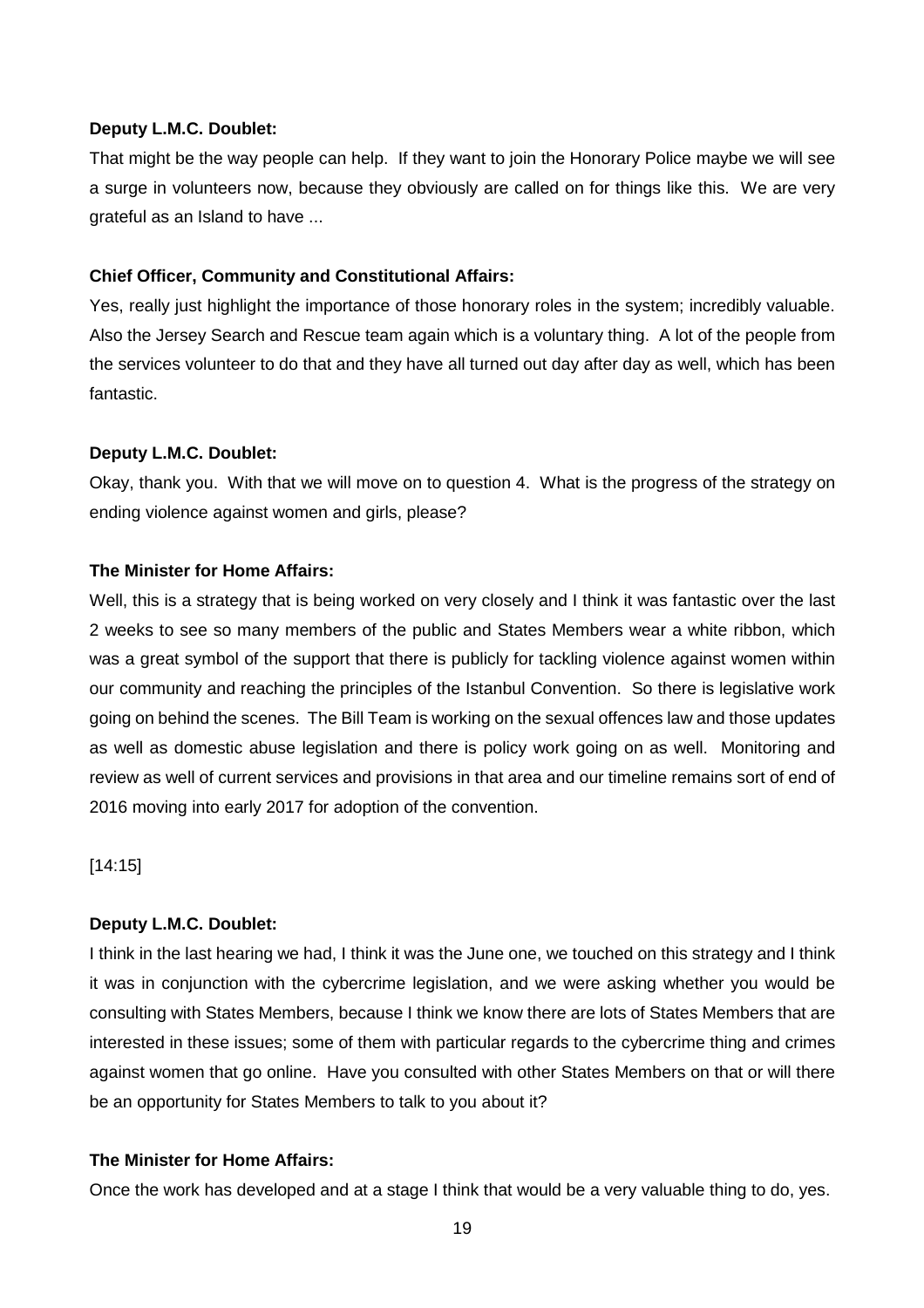**Deputy L.M.C. Doublet:**

That might be the way people can help. If they want to join the Honorary Police maybe we will see a surge in volunteers now, because they obviously are called on for things like this. We are very grateful as an Island to have ...

**Chief Officer, Community and Constitutional Affairs:**

Yes, really just highlight the importance of those honorary roles in the system; incredibly valuable. Also the Jersey Search and Rescue team again which is a voluntary thing. A lot of the people from the services volunteer to do that and they have all turned out day after day as well, which has been fantastic.

**Deputy L.M.C. Doublet:**

Okay, thank you. With that we will move on to question 4. What is the progress of the strategy on ending violence against women and girls, please?

**The Minister for Home Affairs:**

Well, this is a strategy that is being worked on very closely and I think it was fantastic over the last 2 weeks to see so many members of the public and States Members wear a white ribbon, which was a great symbol of the support that there is publicly for tackling violence against women within our community and reaching the principles of the Istanbul Convention. So there is legislative work going on behind the scenes. The Bill Team is working on the sexual offences law and those updates as well as domestic abuse legislation and there is policy work going on as well. Monitoring and review as well of current services and provisions in that area and our timeline remains sort of end of 2016 moving into early 2017 for adoption of the convention.

[14:15]

**Deputy L.M.C. Doublet:**

I think in the last hearing we had, I think it was the June one, we touched on this strategy and I think it was in conjunction with the cybercrime legislation, and we were asking whether you would be consulting with States Members, because I think we know there are lots of States Members that are interested in these issues; some of them with particular regards to the cybercrime thing and crimes against women that go online. Have you consulted with other States Members on that or will there be an opportunity for States Members to talk to you about it?

**The Minister for Home Affairs:**

Once the work has developed and at a stage I think that would be a very valuable thing to do, yes.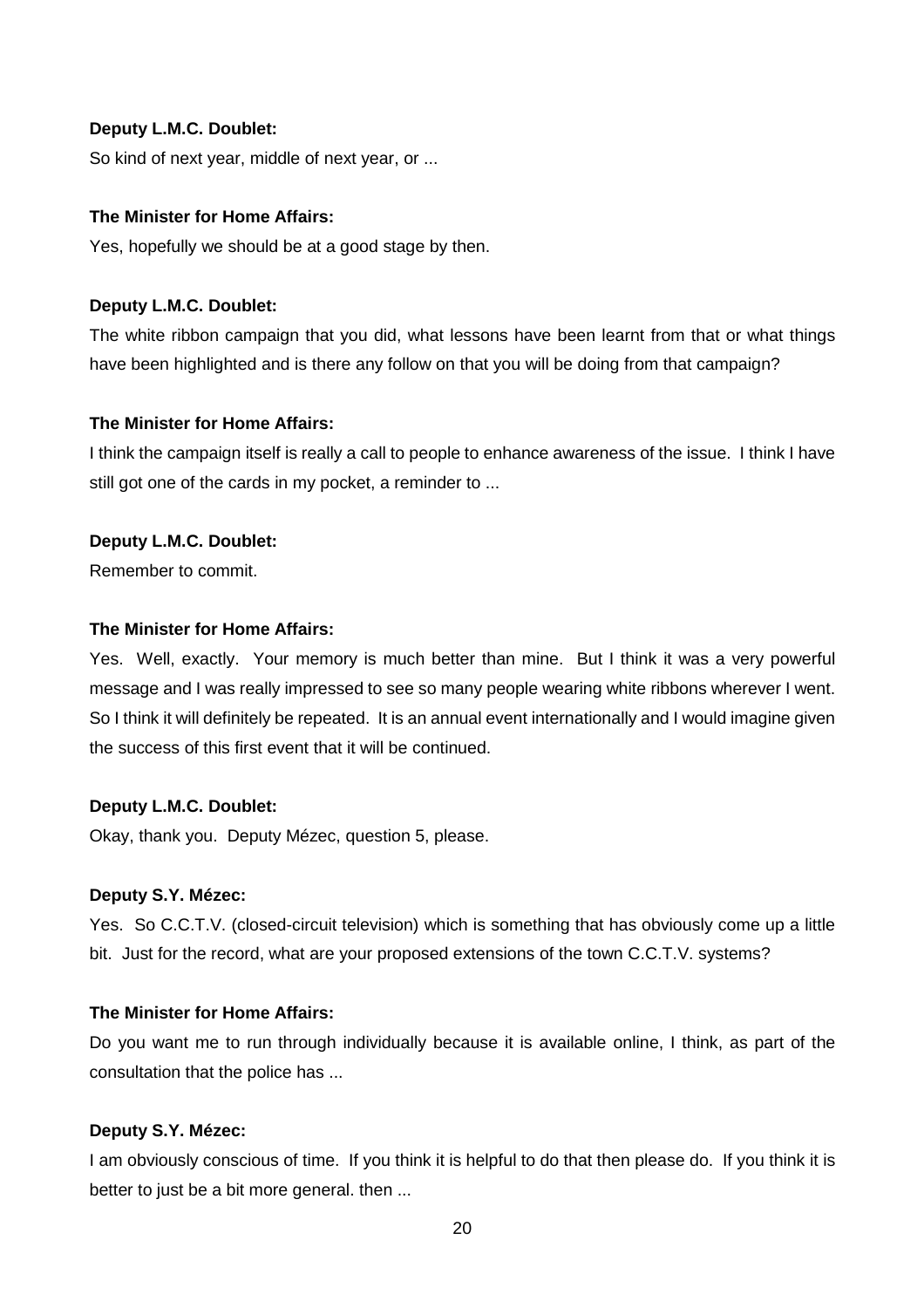**Deputy L.M.C. Doublet:**

So kind of next year, middle of next year, or ...

**The Minister for Home Affairs:**

Yes, hopefully we should be at a good stage by then.

**Deputy L.M.C. Doublet:**

The white ribbon campaign that you did, what lessons have been learnt from that or what things have been highlighted and is there any follow on that you will be doing from that campaign?

**The Minister for Home Affairs:**

I think the campaign itself is really a call to people to enhance awareness of the issue. I think I have still got one of the cards in my pocket, a reminder to ...

**Deputy L.M.C. Doublet:**

Remember to commit.

**The Minister for Home Affairs:**

Yes. Well, exactly. Your memory is much better than mine. But I think it was a very powerful message and I was really impressed to see so many people wearing white ribbons wherever I went. So I think it will definitely be repeated. It is an annual event internationally and I would imagine given the success of this first event that it will be continued.

**Deputy L.M.C. Doublet:**

Okay, thank you. Deputy Mézec, question 5, please.

**Deputy S.Y. Mézec:**

Yes. So C.C.T.V. (closed-circuit television) which is something that has obviously come up a little bit. Just for the record, what are your proposed extensions of the town C.C.T.V. systems?

**The Minister for Home Affairs:**

Do you want me to run through individually because it is available online, I think, as part of the consultation that the police has ...

**Deputy S.Y. Mézec:**

I am obviously conscious of time. If you think it is helpful to do that then please do. If you think it is better to just be a bit more general. then ...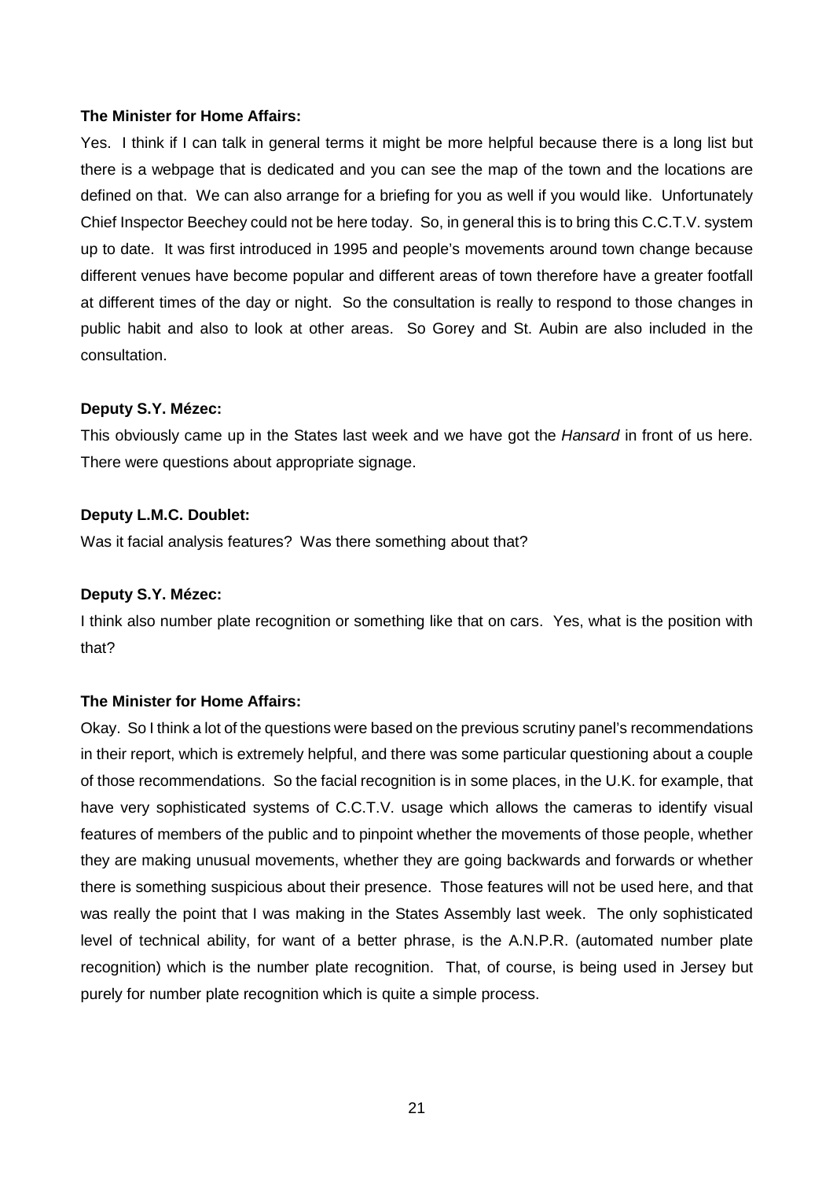**The Minister for Home Affairs:**

Yes. I think if I can talk in general terms it might be more helpful because there is a long list but there is a webpage that is dedicated and you can see the map of the town and the locations are defined on that. We can also arrange for a briefing for you as well if you would like. Unfortunately Chief Inspector Beechey could not be here today. So, in general this is to bring this C.C.T.V. system up to date. It was first introduced in 1995 and people's movements around town change because different venues have become popular and different areas of town therefore have a greater footfall at different times of the day or night. So the consultation is really to respond to those changes in public habit and also to look at other areas. So Gorey and St. Aubin are also included in the consultation.

**Deputy S.Y. Mézec:**

This obviously came up in the States last week and we have got the *Hansard* in front of us here. There were questions about appropriate signage.

**Deputy L.M.C. Doublet:**

Was it facial analysis features? Was there something about that?

**Deputy S.Y. Mézec:**

I think also number plate recognition or something like that on cars. Yes, what is the position with that?

**The Minister for Home Affairs:**

Okay. So I think a lot of the questions were based on the previous scrutiny panel's recommendations in their report, which is extremely helpful, and there was some particular questioning about a couple of those recommendations. So the facial recognition is in some places, in the U.K. for example, that have very sophisticated systems of C.C.T.V. usage which allows the cameras to identify visual features of members of the public and to pinpoint whether the movements of those people, whether they are making unusual movements, whether they are going backwards and forwards or whether there is something suspicious about their presence. Those features will not be used here, and that was really the point that I was making in the States Assembly last week. The only sophisticated level of technical ability, for want of a better phrase, is the A.N.P.R. (automated number plate recognition) which is the number plate recognition. That, of course, is being used in Jersey but purely for number plate recognition which is quite a simple process.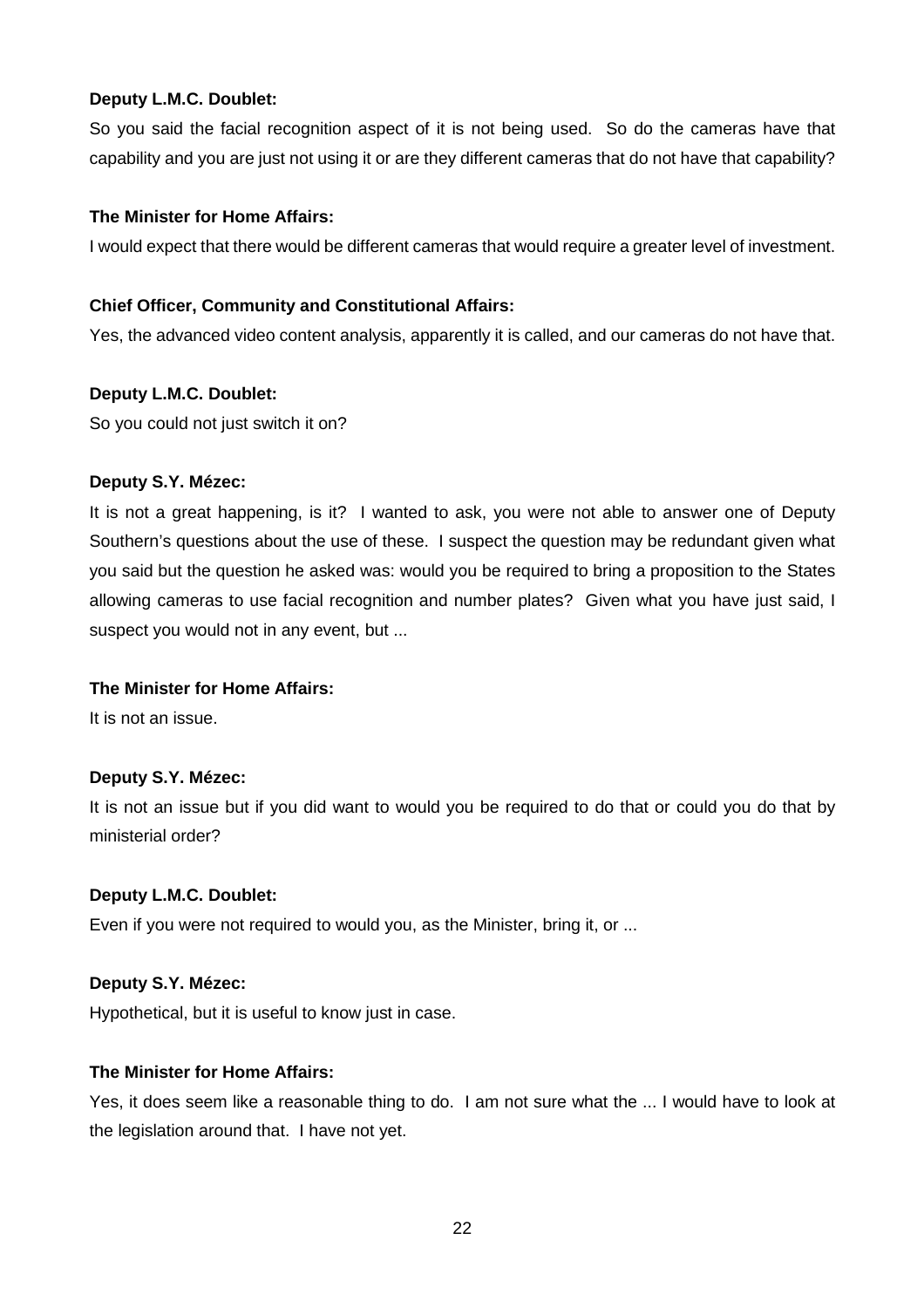**Deputy L.M.C. Doublet:**

So you said the facial recognition aspect of it is not being used. So do the cameras have that capability and you are just not using it or are they different cameras that do not have that capability?

**The Minister for Home Affairs:**

I would expect that there would be different cameras that would require a greater level of investment.

**Chief Officer, Community and Constitutional Affairs:**

Yes, the advanced video content analysis, apparently it is called, and our cameras do not have that.

**Deputy L.M.C. Doublet:**

So you could not just switch it on?

**Deputy S.Y. Mézec:**

It is not a great happening, is it? I wanted to ask, you were not able to answer one of Deputy Southern's questions about the use of these. I suspect the question may be redundant given what you said but the question he asked was: would you be required to bring a proposition to the States allowing cameras to use facial recognition and number plates? Given what you have just said, I suspect you would not in any event, but ...

**The Minister for Home Affairs:**

It is not an issue.

**Deputy S.Y. Mézec:**

It is not an issue but if you did want to would you be required to do that or could you do that by ministerial order?

**Deputy L.M.C. Doublet:**

Even if you were not required to would you, as the Minister, bring it, or ...

**Deputy S.Y. Mézec:**

Hypothetical, but it is useful to know just in case.

**The Minister for Home Affairs:**

Yes, it does seem like a reasonable thing to do. I am not sure what the ... I would have to look at the legislation around that. I have not yet.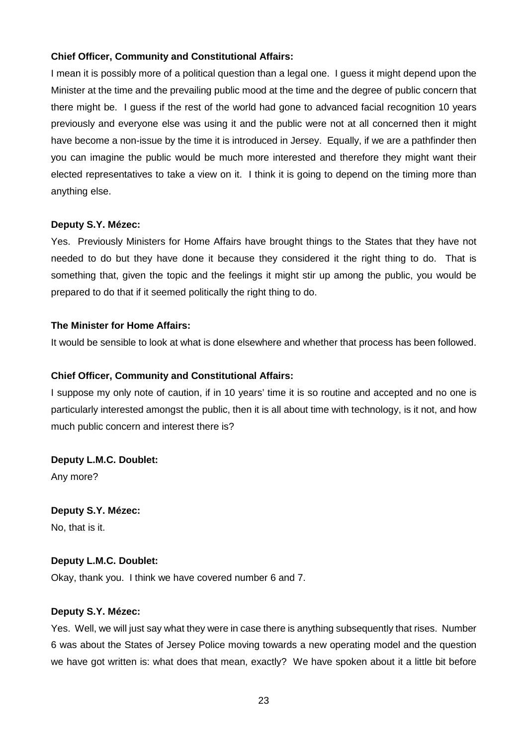**Chief Officer, Community and Constitutional Affairs:**

I mean it is possibly more of a political question than a legal one. I guess it might depend upon the Minister at the time and the prevailing public mood at the time and the degree of public concern that there might be. I guess if the rest of the world had gone to advanced facial recognition 10 years previously and everyone else was using it and the public were not at all concerned then it might have become a non-issue by the time it is introduced in Jersey. Equally, if we are a pathfinder then you can imagine the public would be much more interested and therefore they might want their elected representatives to take a view on it. I think it is going to depend on the timing more than anything else.

**Deputy S.Y. Mézec:**

Yes. Previously Ministers for Home Affairs have brought things to the States that they have not needed to do but they have done it because they considered it the right thing to do. That is something that, given the topic and the feelings it might stir up among the public, you would be prepared to do that if it seemed politically the right thing to do.

**The Minister for Home Affairs:**

It would be sensible to look at what is done elsewhere and whether that process has been followed.

**Chief Officer, Community and Constitutional Affairs:**

I suppose my only note of caution, if in 10 years' time it is so routine and accepted and no one is particularly interested amongst the public, then it is all about time with technology, is it not, and how much public concern and interest there is?

**Deputy L.M.C. Doublet:**

Any more?

**Deputy S.Y. Mézec:**

No, that is it.

**Deputy L.M.C. Doublet:**

Okay, thank you. I think we have covered number 6 and 7.

**Deputy S.Y. Mézec:**

Yes. Well, we will just say what they were in case there is anything subsequently that rises. Number 6 was about the States of Jersey Police moving towards a new operating model and the question we have got written is: what does that mean, exactly? We have spoken about it a little bit before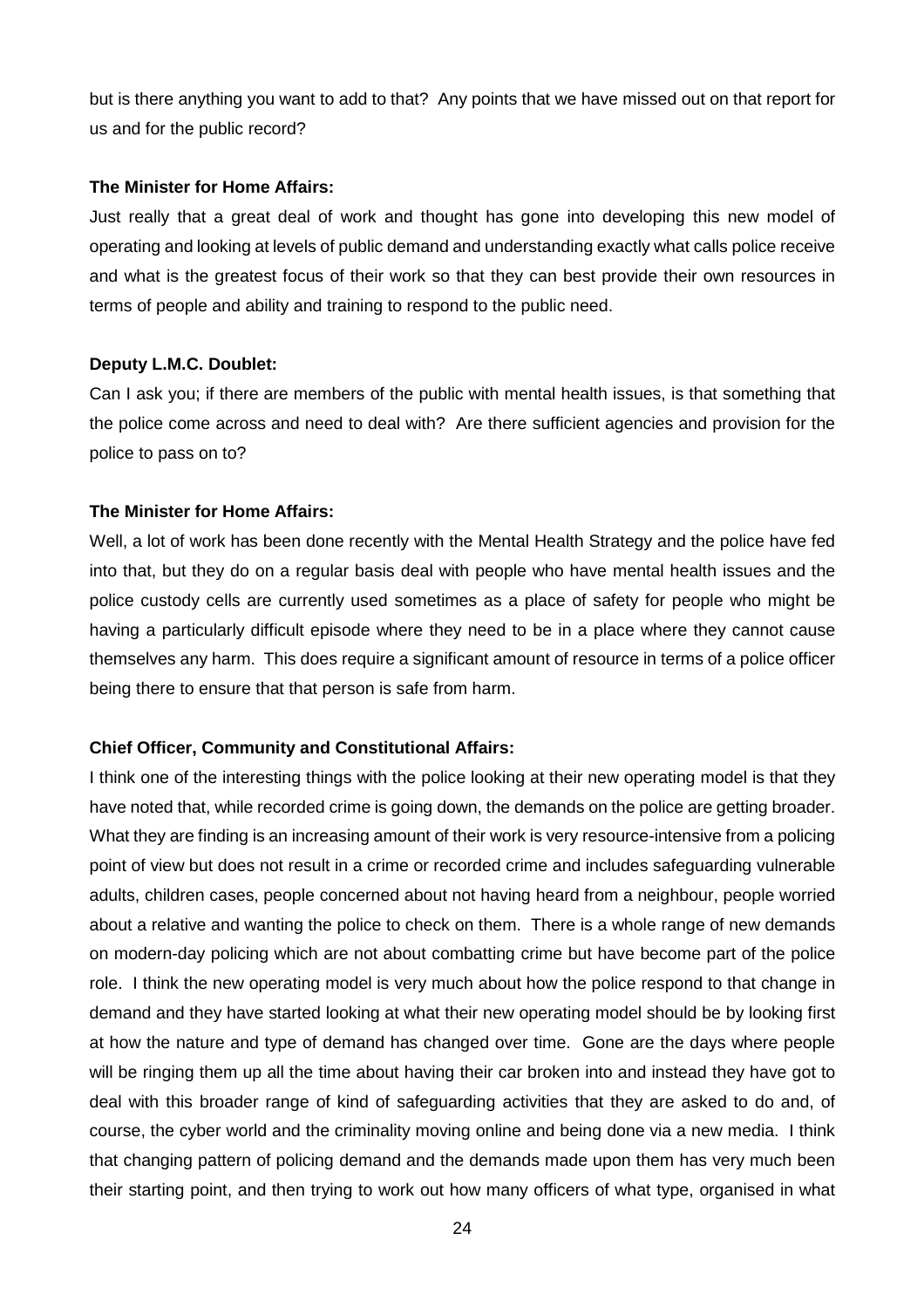but is there anything you want to add to that? Any points that we have missed out on that report for us and for the public record?

**The Minister for Home Affairs:**

Just really that a great deal of work and thought has gone into developing this new model of operating and looking at levels of public demand and understanding exactly what calls police receive and what is the greatest focus of their work so that they can best provide their own resources in terms of people and ability and training to respond to the public need.

**Deputy L.M.C. Doublet:**

Can I ask you; if there are members of the public with mental health issues, is that something that the police come across and need to deal with? Are there sufficient agencies and provision for the police to pass on to?

**The Minister for Home Affairs:**

Well, a lot of work has been done recently with the Mental Health Strategy and the police have fed into that, but they do on a regular basis deal with people who have mental health issues and the police custody cells are currently used sometimes as a place of safety for people who might be having a particularly difficult episode where they need to be in a place where they cannot cause themselves any harm. This does require a significant amount of resource in terms of a police officer being there to ensure that that person is safe from harm.

**Chief Officer, Community and Constitutional Affairs:**

I think one of the interesting things with the police looking at their new operating model is that they have noted that, while recorded crime is going down, the demands on the police are getting broader. What they are finding is an increasing amount of their work is very resource-intensive from a policing point of view but does not result in a crime or recorded crime and includes safeguarding vulnerable adults, children cases, people concerned about not having heard from a neighbour, people worried about a relative and wanting the police to check on them. There is a whole range of new demands on modern-day policing which are not about combatting crime but have become part of the police role. I think the new operating model is very much about how the police respond to that change in demand and they have started looking at what their new operating model should be by looking first at how the nature and type of demand has changed over time. Gone are the days where people will be ringing them up all the time about having their car broken into and instead they have got to deal with this broader range of kind of safeguarding activities that they are asked to do and, of course, the cyber world and the criminality moving online and being done via a new media. I think that changing pattern of policing demand and the demands made upon them has very much been their starting point, and then trying to work out how many officers of what type, organised in what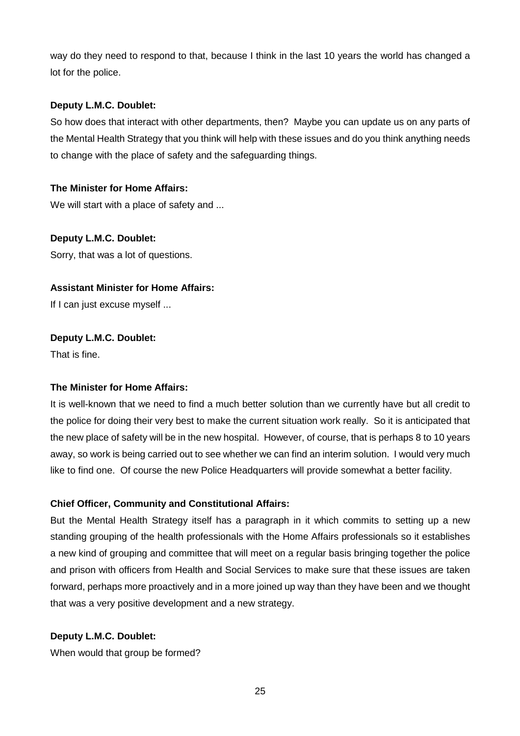way do they need to respond to that, because I think in the last 10 years the world has changed a lot for the police.

**Deputy L.M.C. Doublet:**

So how does that interact with other departments, then? Maybe you can update us on any parts of the Mental Health Strategy that you think will help with these issues and do you think anything needs to change with the place of safety and the safeguarding things.

**The Minister for Home Affairs:**

We will start with a place of safety and ...

**Deputy L.M.C. Doublet:**

Sorry, that was a lot of questions.

**Assistant Minister for Home Affairs:**

If I can just excuse myself ...

**Deputy L.M.C. Doublet:**

That is fine.

**The Minister for Home Affairs:**

It is well-known that we need to find a much better solution than we currently have but all credit to the police for doing their very best to make the current situation work really. So it is anticipated that the new place of safety will be in the new hospital. However, of course, that is perhaps 8 to 10 years away, so work is being carried out to see whether we can find an interim solution. I would very much like to find one. Of course the new Police Headquarters will provide somewhat a better facility.

**Chief Officer, Community and Constitutional Affairs:**

But the Mental Health Strategy itself has a paragraph in it which commits to setting up a new standing grouping of the health professionals with the Home Affairs professionals so it establishes a new kind of grouping and committee that will meet on a regular basis bringing together the police and prison with officers from Health and Social Services to make sure that these issues are taken forward, perhaps more proactively and in a more joined up way than they have been and we thought that was a very positive development and a new strategy.

**Deputy L.M.C. Doublet:**

When would that group be formed?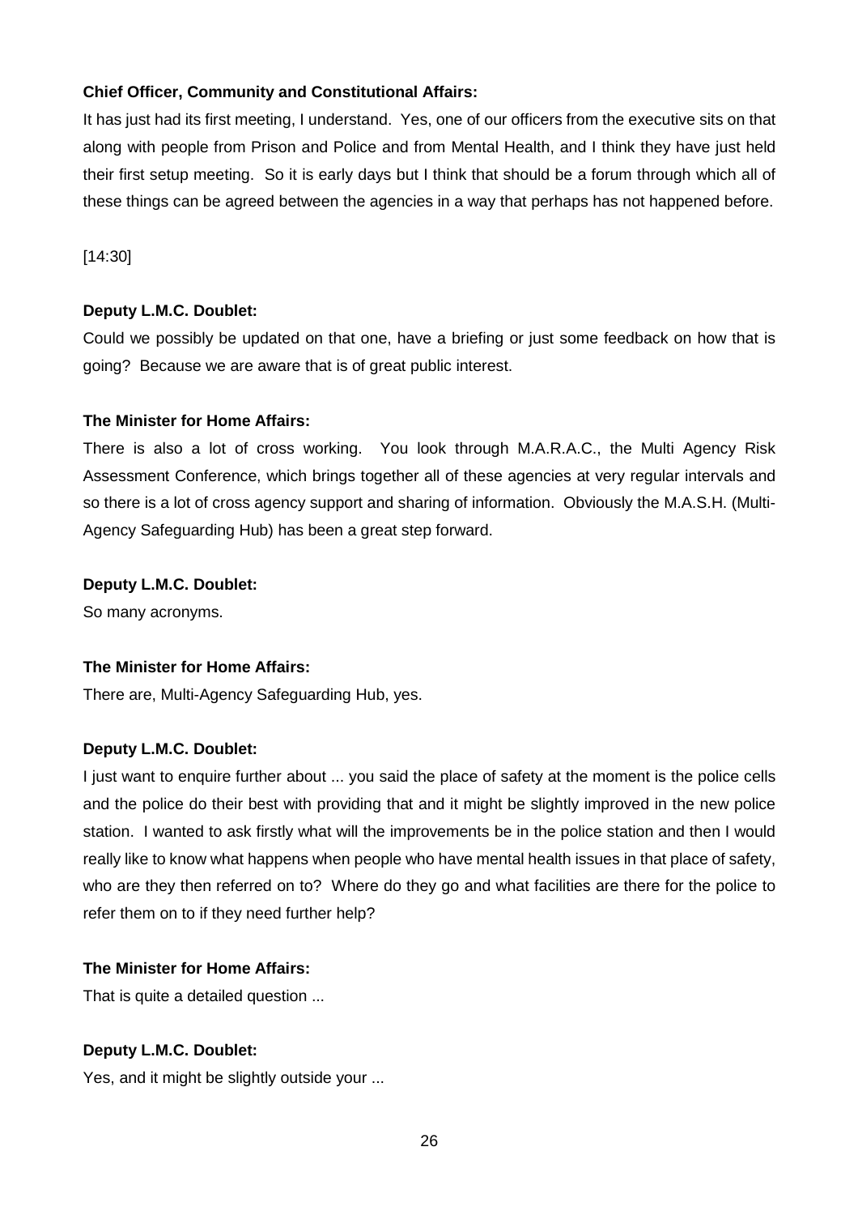**Chief Officer, Community and Constitutional Affairs:**

It has just had its first meeting, I understand. Yes, one of our officers from the executive sits on that along with people from Prison and Police and from Mental Health, and I think they have just held their first setup meeting. So it is early days but I think that should be a forum through which all of these things can be agreed between the agencies in a way that perhaps has not happened before.

[14:30]

**Deputy L.M.C. Doublet:**

Could we possibly be updated on that one, have a briefing or just some feedback on how that is going? Because we are aware that is of great public interest.

**The Minister for Home Affairs:**

There is also a lot of cross working. You look through M.A.R.A.C., the Multi Agency Risk Assessment Conference, which brings together all of these agencies at very regular intervals and so there is a lot of cross agency support and sharing of information. Obviously the M.A.S.H. (Multi-Agency Safeguarding Hub) has been a great step forward.

**Deputy L.M.C. Doublet:**

So many acronyms.

**The Minister for Home Affairs:**

There are, Multi-Agency Safeguarding Hub, yes.

**Deputy L.M.C. Doublet:**

I just want to enquire further about ... you said the place of safety at the moment is the police cells and the police do their best with providing that and it might be slightly improved in the new police station. I wanted to ask firstly what will the improvements be in the police station and then I would really like to know what happens when people who have mental health issues in that place of safety, who are they then referred on to? Where do they go and what facilities are there for the police to refer them on to if they need further help?

**The Minister for Home Affairs:**

That is quite a detailed question ...

**Deputy L.M.C. Doublet:**

Yes, and it might be slightly outside your ...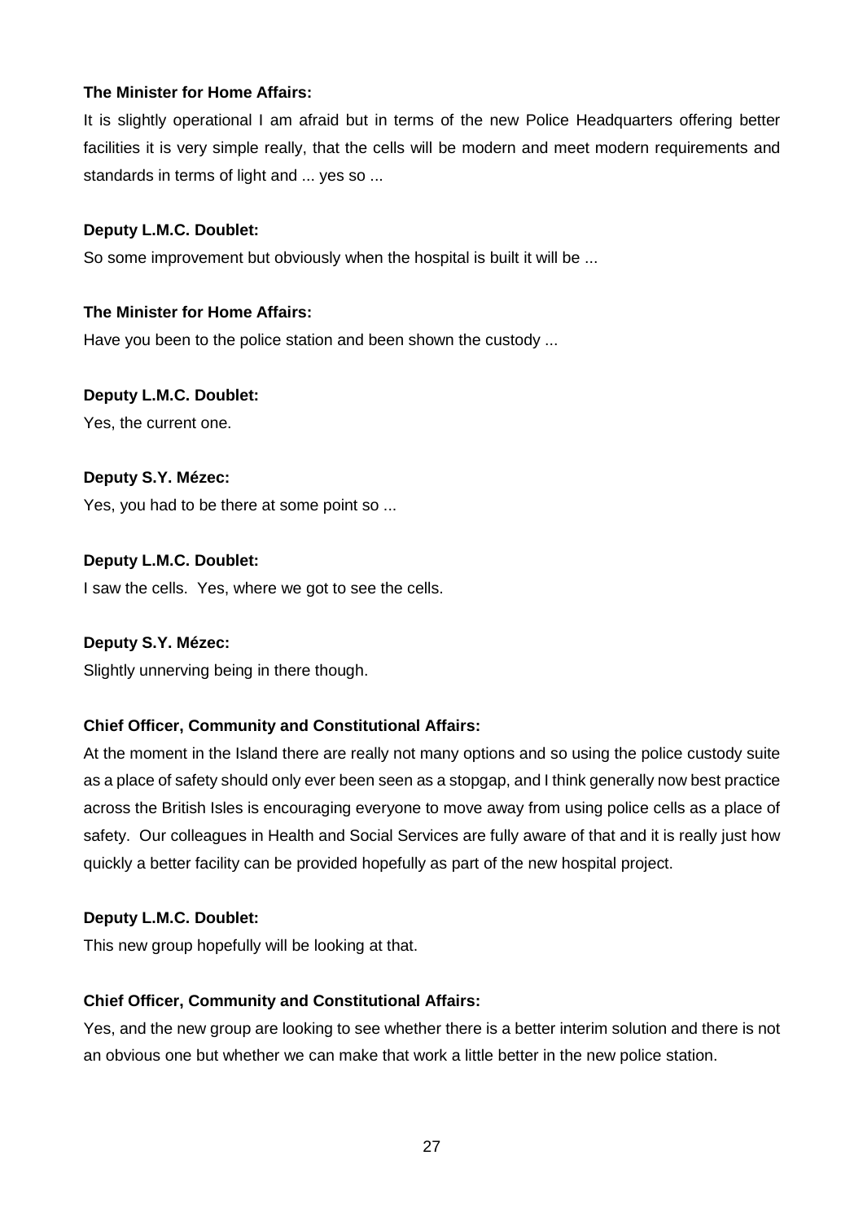**The Minister for Home Affairs:**

It is slightly operational I am afraid but in terms of the new Police Headquarters offering better facilities it is very simple really, that the cells will be modern and meet modern requirements and standards in terms of light and ... yes so ...

**Deputy L.M.C. Doublet:**

So some improvement but obviously when the hospital is built it will be ...

**The Minister for Home Affairs:**

Have you been to the police station and been shown the custody ...

**Deputy L.M.C. Doublet:**

Yes, the current one.

**Deputy S.Y. Mézec:**

Yes, you had to be there at some point so ...

**Deputy L.M.C. Doublet:**

I saw the cells. Yes, where we got to see the cells.

**Deputy S.Y. Mézec:**

Slightly unnerving being in there though.

**Chief Officer, Community and Constitutional Affairs:**

At the moment in the Island there are really not many options and so using the police custody suite as a place of safety should only ever been seen as a stopgap, and I think generally now best practice across the British Isles is encouraging everyone to move away from using police cells as a place of safety. Our colleagues in Health and Social Services are fully aware of that and it is really just how quickly a better facility can be provided hopefully as part of the new hospital project.

**Deputy L.M.C. Doublet:**

This new group hopefully will be looking at that.

**Chief Officer, Community and Constitutional Affairs:**

Yes, and the new group are looking to see whether there is a better interim solution and there is not an obvious one but whether we can make that work a little better in the new police station.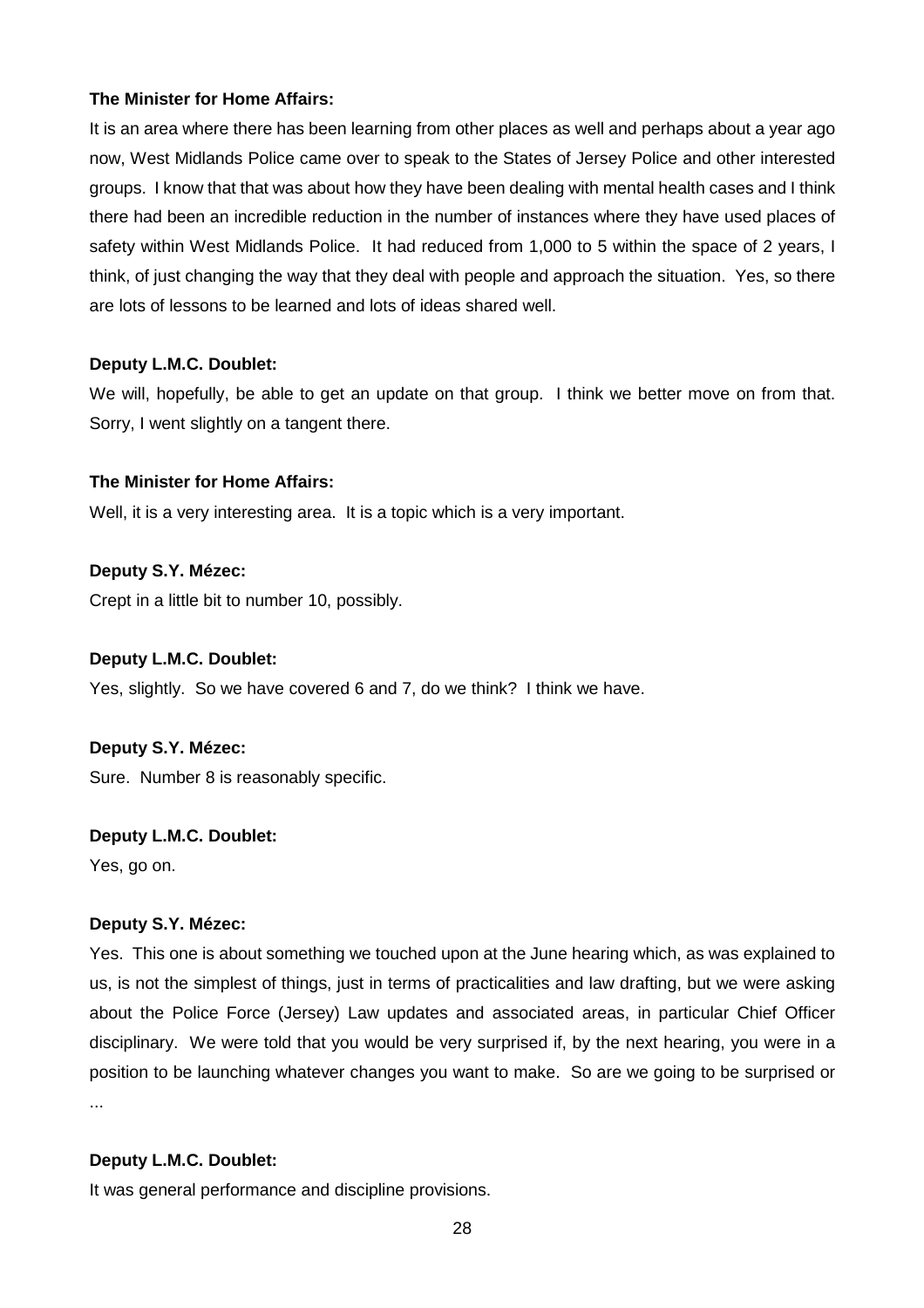**The Minister for Home Affairs:**

It is an area where there has been learning from other places as well and perhaps about a year ago now, West Midlands Police came over to speak to the States of Jersey Police and other interested groups. I know that that was about how they have been dealing with mental health cases and I think there had been an incredible reduction in the number of instances where they have used places of safety within West Midlands Police. It had reduced from 1,000 to 5 within the space of 2 years, I think, of just changing the way that they deal with people and approach the situation. Yes, so there are lots of lessons to be learned and lots of ideas shared well.

**Deputy L.M.C. Doublet:**

We will, hopefully, be able to get an update on that group. I think we better move on from that. Sorry, I went slightly on a tangent there.

**The Minister for Home Affairs:**

Well, it is a very interesting area. It is a topic which is a very important.

**Deputy S.Y. Mézec:**

Crept in a little bit to number 10, possibly.

**Deputy L.M.C. Doublet:**

Yes, slightly. So we have covered 6 and 7, do we think? I think we have.

**Deputy S.Y. Mézec:**

Sure. Number 8 is reasonably specific.

**Deputy L.M.C. Doublet:**

Yes, go on.

**Deputy S.Y. Mézec:**

Yes. This one is about something we touched upon at the June hearing which, as was explained to us, is not the simplest of things, just in terms of practicalities and law drafting, but we were asking about the Police Force (Jersey) Law updates and associated areas, in particular Chief Officer disciplinary. We were told that you would be very surprised if, by the next hearing, you were in a position to be launching whatever changes you want to make. So are we going to be surprised or ...

**Deputy L.M.C. Doublet:**

It was general performance and discipline provisions.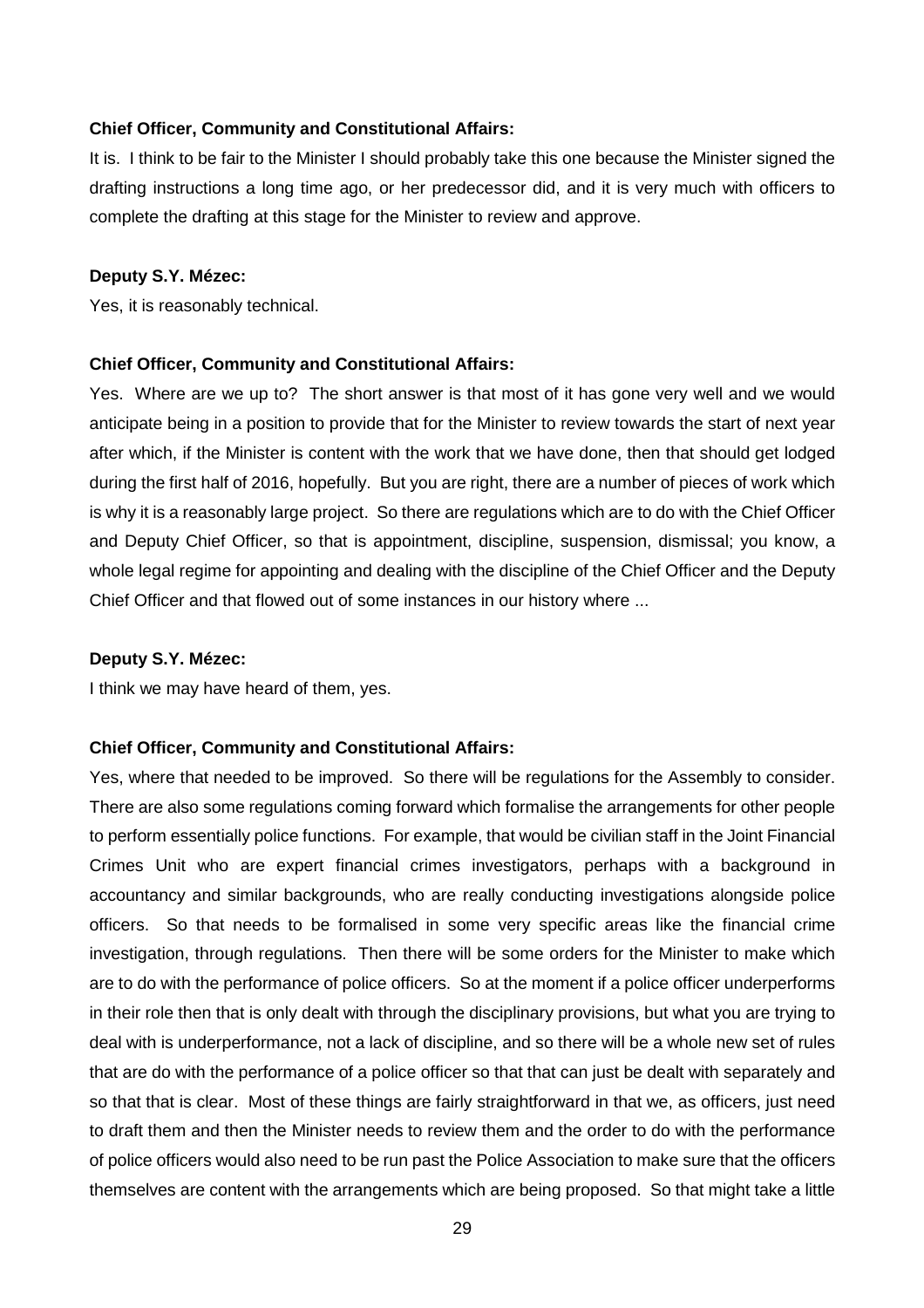**Chief Officer, Community and Constitutional Affairs:**

It is. I think to be fair to the Minister I should probably take this one because the Minister signed the drafting instructions a long time ago, or her predecessor did, and it is very much with officers to complete the drafting at this stage for the Minister to review and approve.

**Deputy S.Y. Mézec:**

Yes, it is reasonably technical.

**Chief Officer, Community and Constitutional Affairs:**

Yes. Where are we up to? The short answer is that most of it has gone very well and we would anticipate being in a position to provide that for the Minister to review towards the start of next year after which, if the Minister is content with the work that we have done, then that should get lodged during the first half of 2016, hopefully. But you are right, there are a number of pieces of work which is why it is a reasonably large project. So there are regulations which are to do with the Chief Officer and Deputy Chief Officer, so that is appointment, discipline, suspension, dismissal; you know, a whole legal regime for appointing and dealing with the discipline of the Chief Officer and the Deputy Chief Officer and that flowed out of some instances in our history where ...

**Deputy S.Y. Mézec:**

I think we may have heard of them, yes.

**Chief Officer, Community and Constitutional Affairs:**

Yes, where that needed to be improved. So there will be regulations for the Assembly to consider. There are also some regulations coming forward which formalise the arrangements for other people to perform essentially police functions. For example, that would be civilian staff in the Joint Financial Crimes Unit who are expert financial crimes investigators, perhaps with a background in accountancy and similar backgrounds, who are really conducting investigations alongside police officers. So that needs to be formalised in some very specific areas like the financial crime investigation, through regulations. Then there will be some orders for the Minister to make which are to do with the performance of police officers. So at the moment if a police officer underperforms in their role then that is only dealt with through the disciplinary provisions, but what you are trying to deal with is underperformance, not a lack of discipline, and so there will be a whole new set of rules that are do with the performance of a police officer so that that can just be dealt with separately and so that that is clear. Most of these things are fairly straightforward in that we, as officers, just need to draft them and then the Minister needs to review them and the order to do with the performance of police officers would also need to be run past the Police Association to make sure that the officers themselves are content with the arrangements which are being proposed. So that might take a little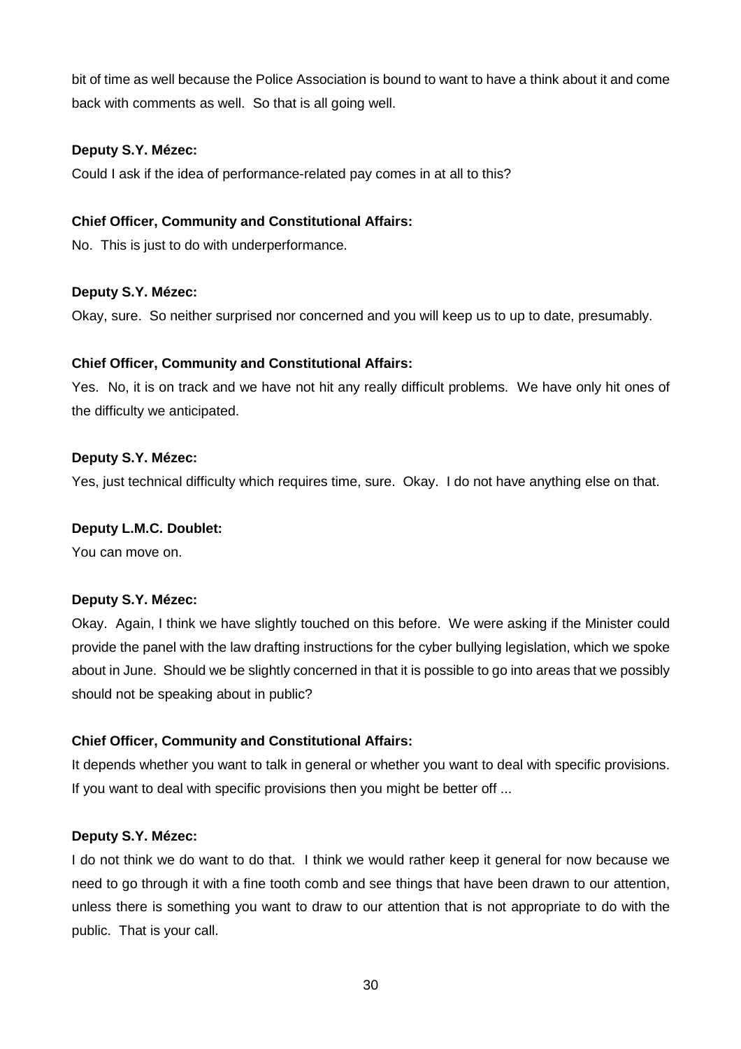bit of time as well because the Police Association is bound to want to have a think about it and come back with comments as well. So that is all going well.

**Deputy S.Y. Mézec:**

Could I ask if the idea of performance-related pay comes in at all to this?

**Chief Officer, Community and Constitutional Affairs:**

No. This is just to do with underperformance.

**Deputy S.Y. Mézec:**

Okay, sure. So neither surprised nor concerned and you will keep us to up to date, presumably.

**Chief Officer, Community and Constitutional Affairs:**

Yes. No, it is on track and we have not hit any really difficult problems. We have only hit ones of the difficulty we anticipated.

**Deputy S.Y. Mézec:**

Yes, just technical difficulty which requires time, sure. Okay. I do not have anything else on that.

**Deputy L.M.C. Doublet:**

You can move on.

**Deputy S.Y. Mézec:**

Okay. Again, I think we have slightly touched on this before. We were asking if the Minister could provide the panel with the law drafting instructions for the cyber bullying legislation, which we spoke about in June. Should we be slightly concerned in that it is possible to go into areas that we possibly should not be speaking about in public?

**Chief Officer, Community and Constitutional Affairs:**

It depends whether you want to talk in general or whether you want to deal with specific provisions. If you want to deal with specific provisions then you might be better off ...

**Deputy S.Y. Mézec:**

I do not think we do want to do that. I think we would rather keep it general for now because we need to go through it with a fine tooth comb and see things that have been drawn to our attention, unless there is something you want to draw to our attention that is not appropriate to do with the public. That is your call.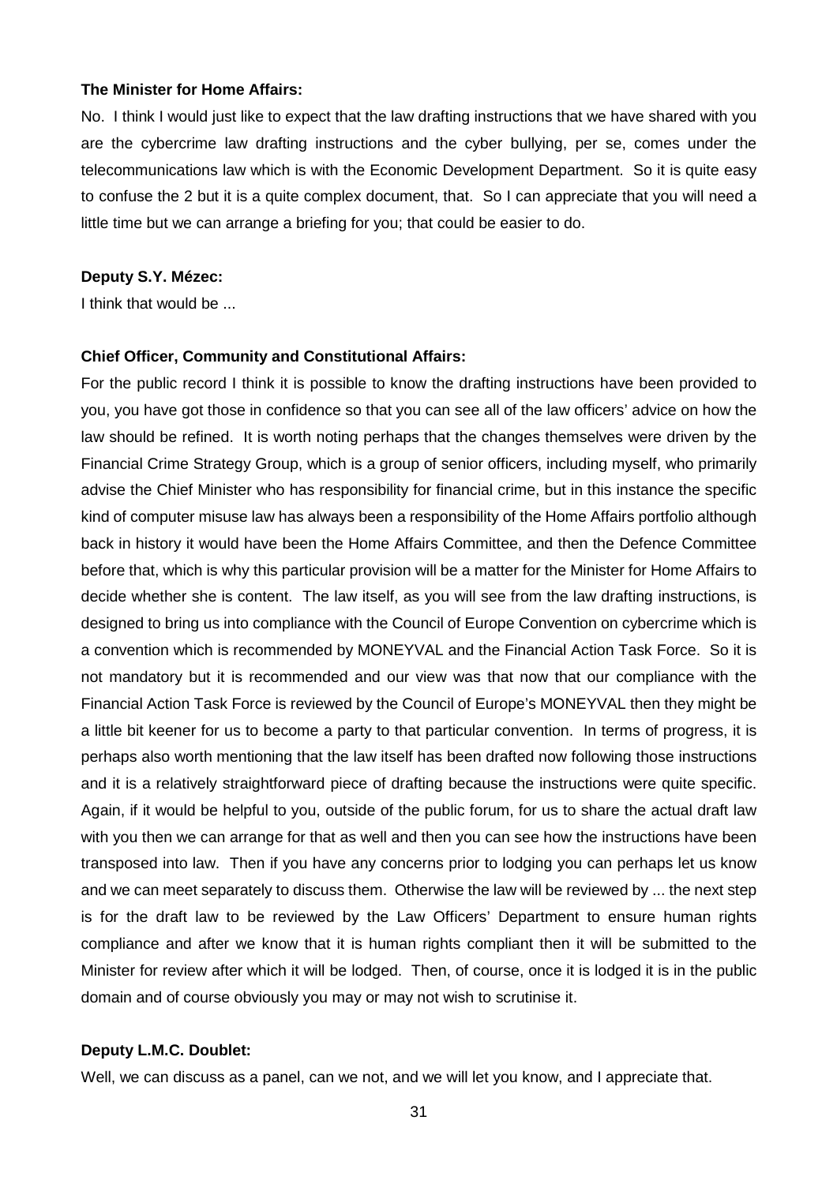**The Minister for Home Affairs:**

No. I think I would just like to expect that the law drafting instructions that we have shared with you are the cybercrime law drafting instructions and the cyber bullying, per se, comes under the telecommunications law which is with the Economic Development Department. So it is quite easy to confuse the 2 but it is a quite complex document, that. So I can appreciate that you will need a little time but we can arrange a briefing for you; that could be easier to do.

**Deputy S.Y. Mézec:**

I think that would be ...

**Chief Officer, Community and Constitutional Affairs:**

For the public record I think it is possible to know the drafting instructions have been provided to you, you have got those in confidence so that you can see all of the law officers' advice on how the law should be refined. It is worth noting perhaps that the changes themselves were driven by the Financial Crime Strategy Group, which is a group of senior officers, including myself, who primarily advise the Chief Minister who has responsibility for financial crime, but in this instance the specific kind of computer misuse law has always been a responsibility of the Home Affairs portfolio although back in history it would have been the Home Affairs Committee, and then the Defence Committee before that, which is why this particular provision will be a matter for the Minister for Home Affairs to decide whether she is content. The law itself, as you will see from the law drafting instructions, is designed to bring us into compliance with the Council of Europe Convention on cybercrime which is a convention which is recommended by MONEYVAL and the Financial Action Task Force. So it is not mandatory but it is recommended and our view was that now that our compliance with the Financial Action Task Force is reviewed by the Council of Europe's MONEYVAL then they might be a little bit keener for us to become a party to that particular convention. In terms of progress, it is perhaps also worth mentioning that the law itself has been drafted now following those instructions and it is a relatively straightforward piece of drafting because the instructions were quite specific. Again, if it would be helpful to you, outside of the public forum, for us to share the actual draft law with you then we can arrange for that as well and then you can see how the instructions have been transposed into law. Then if you have any concerns prior to lodging you can perhaps let us know and we can meet separately to discuss them. Otherwise the law will be reviewed by ... the next step is for the draft law to be reviewed by the Law Officers' Department to ensure human rights compliance and after we know that it is human rights compliant then it will be submitted to the Minister for review after which it will be lodged. Then, of course, once it is lodged it is in the public domain and of course obviously you may or may not wish to scrutinise it.

**Deputy L.M.C. Doublet:**

Well, we can discuss as a panel, can we not, and we will let you know, and I appreciate that.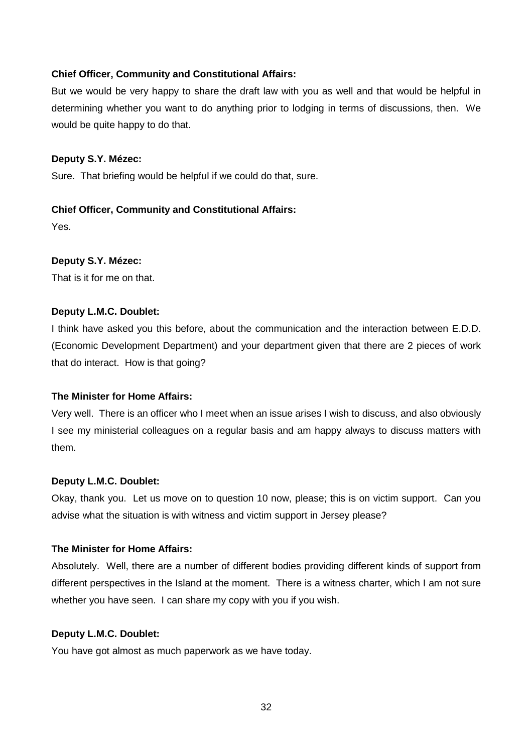**Chief Officer, Community and Constitutional Affairs:**

But we would be very happy to share the draft law with you as well and that would be helpful in determining whether you want to do anything prior to lodging in terms of discussions, then. We would be quite happy to do that.

**Deputy S.Y. Mézec:**

Sure. That briefing would be helpful if we could do that, sure.

**Chief Officer, Community and Constitutional Affairs:**

Yes.

**Deputy S.Y. Mézec:**

That is it for me on that.

**Deputy L.M.C. Doublet:**

I think have asked you this before, about the communication and the interaction between E.D.D. (Economic Development Department) and your department given that there are 2 pieces of work that do interact. How is that going?

**The Minister for Home Affairs:**

Very well. There is an officer who I meet when an issue arises I wish to discuss, and also obviously I see my ministerial colleagues on a regular basis and am happy always to discuss matters with them.

**Deputy L.M.C. Doublet:**

Okay, thank you. Let us move on to question 10 now, please; this is on victim support. Can you advise what the situation is with witness and victim support in Jersey please?

**The Minister for Home Affairs:**

Absolutely. Well, there are a number of different bodies providing different kinds of support from different perspectives in the Island at the moment. There is a witness charter, which I am not sure whether you have seen. I can share my copy with you if you wish.

**Deputy L.M.C. Doublet:**

You have got almost as much paperwork as we have today.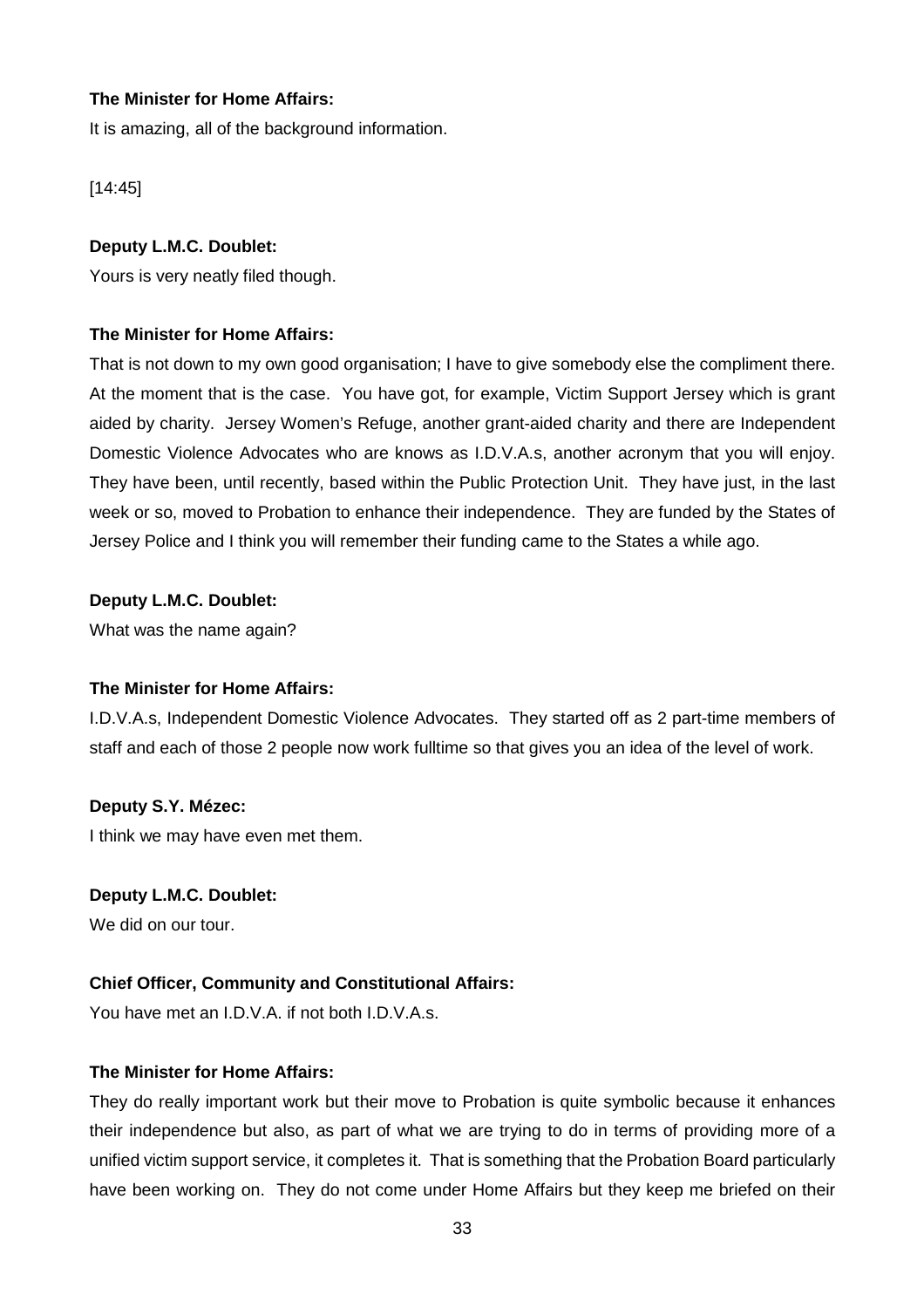**The Minister for Home Affairs:**

It is amazing, all of the background information.

[14:45]

**Deputy L.M.C. Doublet:**

Yours is very neatly filed though.

**The Minister for Home Affairs:**

That is not down to my own good organisation; I have to give somebody else the compliment there. At the moment that is the case. You have got, for example, Victim Support Jersey which is grant aided by charity. Jersey Women's Refuge, another grant-aided charity and there are Independent Domestic Violence Advocates who are knows as I.D.V.A.s, another acronym that you will enjoy. They have been, until recently, based within the Public Protection Unit. They have just, in the last week or so, moved to Probation to enhance their independence. They are funded by the States of Jersey Police and I think you will remember their funding came to the States a while ago.

**Deputy L.M.C. Doublet:**

What was the name again?

**The Minister for Home Affairs:**

I.D.V.A.s, Independent Domestic Violence Advocates. They started off as 2 part-time members of staff and each of those 2 people now work fulltime so that gives you an idea of the level of work.

**Deputy S.Y. Mézec:**

I think we may have even met them.

**Deputy L.M.C. Doublet:**

We did on our tour.

**Chief Officer, Community and Constitutional Affairs:**

You have met an I.D.V.A. if not both I.D.V.A.s.

**The Minister for Home Affairs:**

They do really important work but their move to Probation is quite symbolic because it enhances their independence but also, as part of what we are trying to do in terms of providing more of a unified victim support service, it completes it. That is something that the Probation Board particularly have been working on. They do not come under Home Affairs but they keep me briefed on their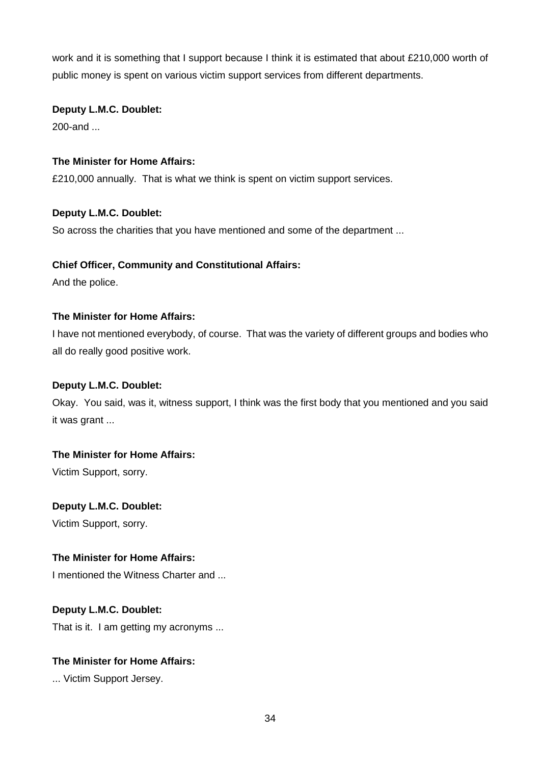work and it is something that I support because I think it is estimated that about £210,000 worth of public money is spent on various victim support services from different departments.

**Deputy L.M.C. Doublet:**

200-and ...

**The Minister for Home Affairs:**

£210,000 annually. That is what we think is spent on victim support services.

**Deputy L.M.C. Doublet:**

So across the charities that you have mentioned and some of the department ...

**Chief Officer, Community and Constitutional Affairs:**

And the police.

**The Minister for Home Affairs:**

I have not mentioned everybody, of course. That was the variety of different groups and bodies who all do really good positive work.

**Deputy L.M.C. Doublet:**

Okay. You said, was it, witness support, I think was the first body that you mentioned and you said it was grant ...

**The Minister for Home Affairs:**

Victim Support, sorry.

**Deputy L.M.C. Doublet:**

Victim Support, sorry.

**The Minister for Home Affairs:**

I mentioned the Witness Charter and ...

**Deputy L.M.C. Doublet:**

That is it. I am getting my acronyms ...

**The Minister for Home Affairs:**

... Victim Support Jersey.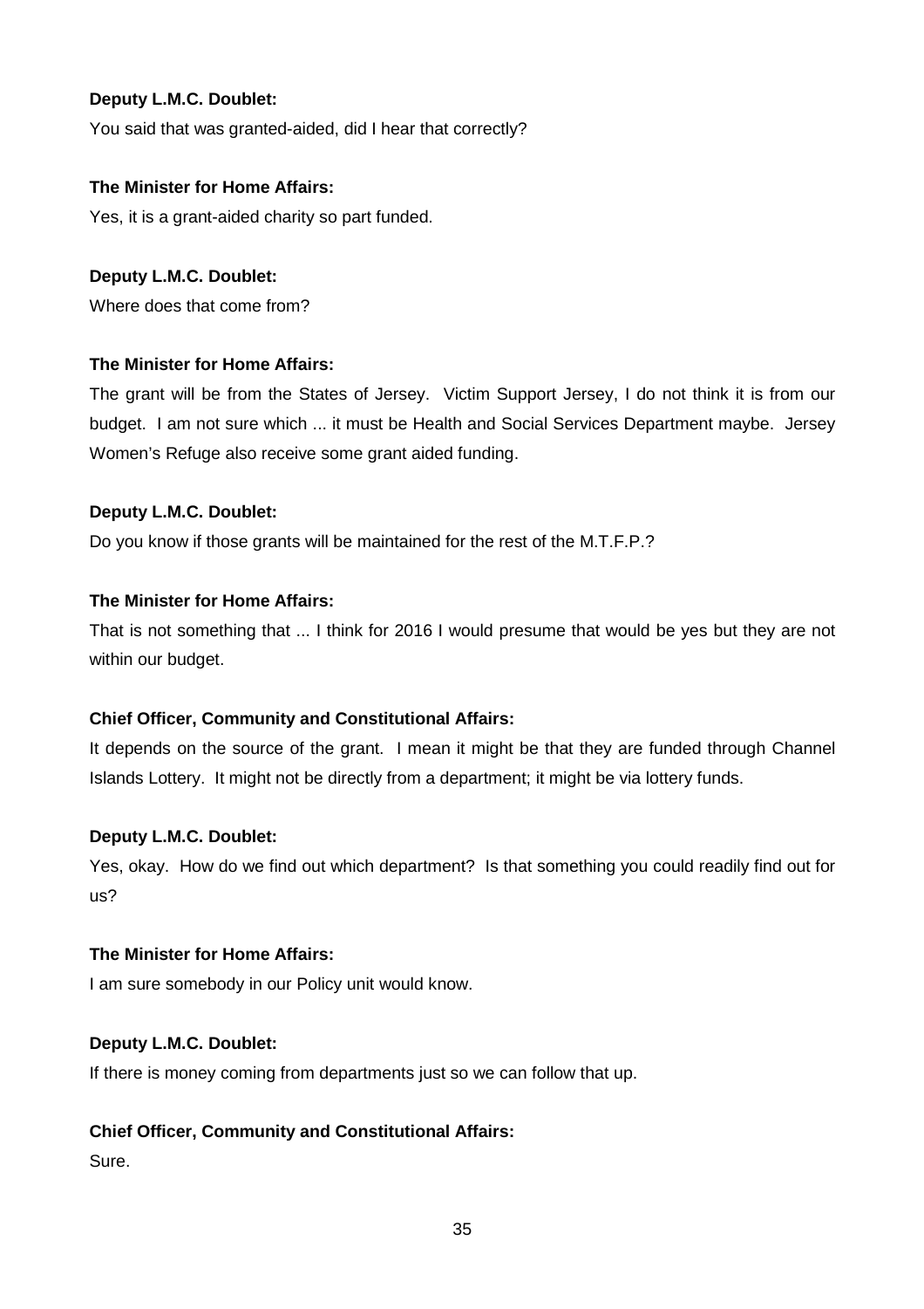**Deputy L.M.C. Doublet:**

You said that was granted-aided, did I hear that correctly?

**The Minister for Home Affairs:**

Yes, it is a grant-aided charity so part funded.

**Deputy L.M.C. Doublet:**

Where does that come from?

**The Minister for Home Affairs:**

The grant will be from the States of Jersey. Victim Support Jersey, I do not think it is from our budget. I am not sure which ... it must be Health and Social Services Department maybe. Jersey Women's Refuge also receive some grant aided funding.

**Deputy L.M.C. Doublet:**

Do you know if those grants will be maintained for the rest of the M.T.F.P.?

**The Minister for Home Affairs:**

That is not something that ... I think for 2016 I would presume that would be yes but they are not within our budget.

**Chief Officer, Community and Constitutional Affairs:**

It depends on the source of the grant. I mean it might be that they are funded through Channel Islands Lottery. It might not be directly from a department; it might be via lottery funds.

**Deputy L.M.C. Doublet:**

Yes, okay. How do we find out which department? Is that something you could readily find out for us?

**The Minister for Home Affairs:**

I am sure somebody in our Policy unit would know.

**Deputy L.M.C. Doublet:**

If there is money coming from departments just so we can follow that up.

**Chief Officer, Community and Constitutional Affairs:**

Sure.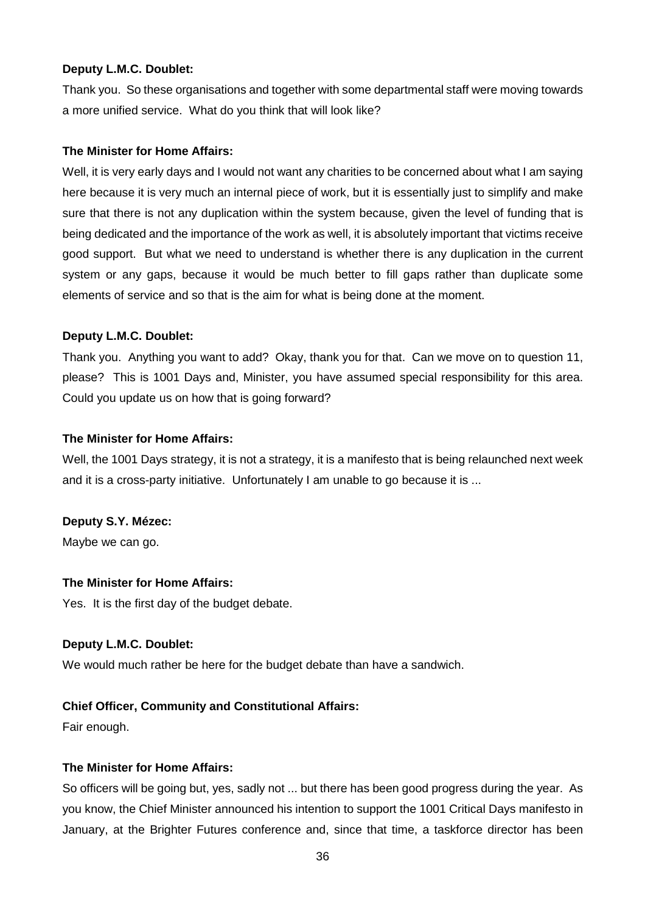**Deputy L.M.C. Doublet:**

Thank you. So these organisations and together with some departmental staff were moving towards a more unified service. What do you think that will look like?

**The Minister for Home Affairs:**

Well, it is very early days and I would not want any charities to be concerned about what I am saying here because it is very much an internal piece of work, but it is essentially just to simplify and make sure that there is not any duplication within the system because, given the level of funding that is being dedicated and the importance of the work as well, it is absolutely important that victims receive good support. But what we need to understand is whether there is any duplication in the current system or any gaps, because it would be much better to fill gaps rather than duplicate some elements of service and so that is the aim for what is being done at the moment.

**Deputy L.M.C. Doublet:**

Thank you. Anything you want to add? Okay, thank you for that. Can we move on to question 11, please? This is 1001 Days and, Minister, you have assumed special responsibility for this area. Could you update us on how that is going forward?

**The Minister for Home Affairs:**

Well, the 1001 Days strategy, it is not a strategy, it is a manifesto that is being relaunched next week and it is a cross-party initiative. Unfortunately I am unable to go because it is ...

**Deputy S.Y. Mézec:**

Maybe we can go.

**The Minister for Home Affairs:**

Yes. It is the first day of the budget debate.

**Deputy L.M.C. Doublet:**

We would much rather be here for the budget debate than have a sandwich.

**Chief Officer, Community and Constitutional Affairs:**

Fair enough.

**The Minister for Home Affairs:**

So officers will be going but, yes, sadly not ... but there has been good progress during the year. As you know, the Chief Minister announced his intention to support the 1001 Critical Days manifesto in January, at the Brighter Futures conference and, since that time, a taskforce director has been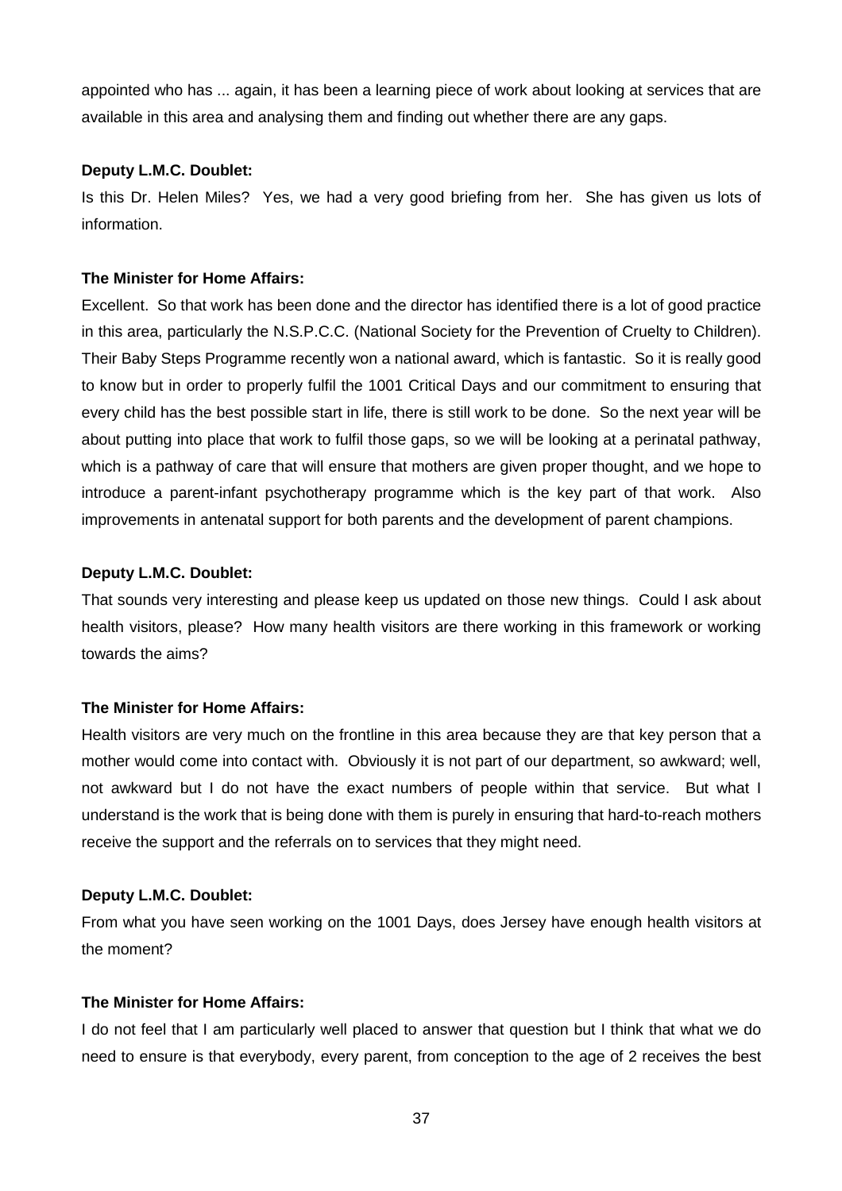appointed who has ... again, it has been a learning piece of work about looking at services that are available in this area and analysing them and finding out whether there are any gaps.

**Deputy L.M.C. Doublet:**

Is this Dr. Helen Miles? Yes, we had a very good briefing from her. She has given us lots of information.

**The Minister for Home Affairs:**

Excellent. So that work has been done and the director has identified there is a lot of good practice in this area, particularly the N.S.P.C.C. (National Society for the Prevention of Cruelty to Children). Their Baby Steps Programme recently won a national award, which is fantastic. So it is really good to know but in order to properly fulfil the 1001 Critical Days and our commitment to ensuring that every child has the best possible start in life, there is still work to be done. So the next year will be about putting into place that work to fulfil those gaps, so we will be looking at a perinatal pathway, which is a pathway of care that will ensure that mothers are given proper thought, and we hope to introduce a parent-infant psychotherapy programme which is the key part of that work. Also improvements in antenatal support for both parents and the development of parent champions.

**Deputy L.M.C. Doublet:**

That sounds very interesting and please keep us updated on those new things. Could I ask about health visitors, please? How many health visitors are there working in this framework or working towards the aims?

**The Minister for Home Affairs:**

Health visitors are very much on the frontline in this area because they are that key person that a mother would come into contact with. Obviously it is not part of our department, so awkward; well, not awkward but I do not have the exact numbers of people within that service. But what I understand is the work that is being done with them is purely in ensuring that hard-to-reach mothers receive the support and the referrals on to services that they might need.

**Deputy L.M.C. Doublet:**

From what you have seen working on the 1001 Days, does Jersey have enough health visitors at the moment?

**The Minister for Home Affairs:**

I do not feel that I am particularly well placed to answer that question but I think that what we do need to ensure is that everybody, every parent, from conception to the age of 2 receives the best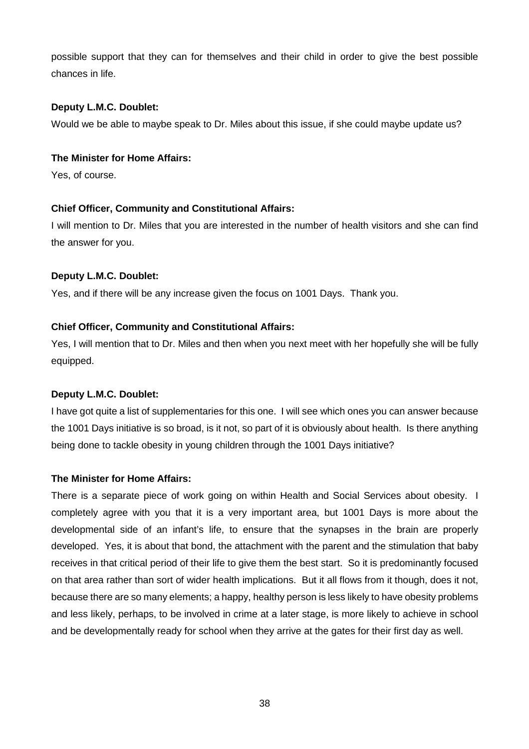possible support that they can for themselves and their child in order to give the best possible chances in life.

**Deputy L.M.C. Doublet:**

Would we be able to maybe speak to Dr. Miles about this issue, if she could maybe update us?

**The Minister for Home Affairs:**

Yes, of course.

**Chief Officer, Community and Constitutional Affairs:**

I will mention to Dr. Miles that you are interested in the number of health visitors and she can find the answer for you.

**Deputy L.M.C. Doublet:**

Yes, and if there will be any increase given the focus on 1001 Days. Thank you.

**Chief Officer, Community and Constitutional Affairs:**

Yes, I will mention that to Dr. Miles and then when you next meet with her hopefully she will be fully equipped.

**Deputy L.M.C. Doublet:**

I have got quite a list of supplementaries for this one. I will see which ones you can answer because the 1001 Days initiative is so broad, is it not, so part of it is obviously about health. Is there anything being done to tackle obesity in young children through the 1001 Days initiative?

**The Minister for Home Affairs:**

There is a separate piece of work going on within Health and Social Services about obesity. I completely agree with you that it is a very important area, but 1001 Days is more about the developmental side of an infant's life, to ensure that the synapses in the brain are properly developed. Yes, it is about that bond, the attachment with the parent and the stimulation that baby receives in that critical period of their life to give them the best start. So it is predominantly focused on that area rather than sort of wider health implications. But it all flows from it though, does it not, because there are so many elements; a happy, healthy person is less likely to have obesity problems and less likely, perhaps, to be involved in crime at a later stage, is more likely to achieve in school and be developmentally ready for school when they arrive at the gates for their first day as well.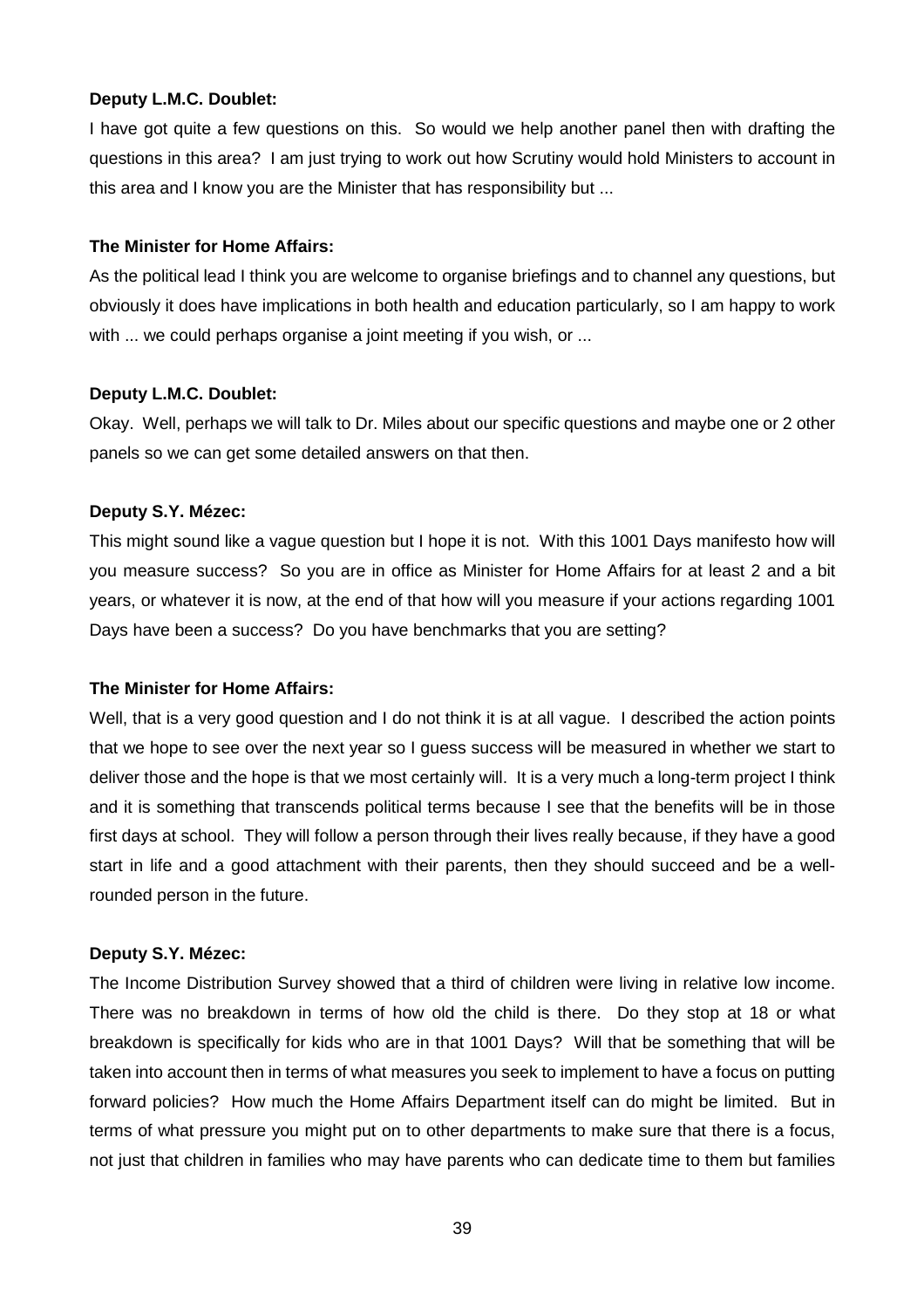**Deputy L.M.C. Doublet:**

I have got quite a few questions on this. So would we help another panel then with drafting the questions in this area? I am just trying to work out how Scrutiny would hold Ministers to account in this area and I know you are the Minister that has responsibility but ...

**The Minister for Home Affairs:**

As the political lead I think you are welcome to organise briefings and to channel any questions, but obviously it does have implications in both health and education particularly, so I am happy to work with ... we could perhaps organise a joint meeting if you wish, or ...

**Deputy L.M.C. Doublet:**

Okay. Well, perhaps we will talk to Dr. Miles about our specific questions and maybe one or 2 other panels so we can get some detailed answers on that then.

**Deputy S.Y. Mézec:**

This might sound like a vague question but I hope it is not. With this 1001 Days manifesto how will you measure success? So you are in office as Minister for Home Affairs for at least 2 and a bit years, or whatever it is now, at the end of that how will you measure if your actions regarding 1001 Days have been a success? Do you have benchmarks that you are setting?

**The Minister for Home Affairs:**

Well, that is a very good question and I do not think it is at all vague. I described the action points that we hope to see over the next year so I guess success will be measured in whether we start to deliver those and the hope is that we most certainly will. It is a very much a long-term project I think and it is something that transcends political terms because I see that the benefits will be in those first days at school. They will follow a person through their lives really because, if they have a good start in life and a good attachment with their parents, then they should succeed and be a well-rounded person in the future.

**Deputy S.Y. Mézec:**

The Income Distribution Survey showed that a third of children were living in relative low income. There was no breakdown in terms of how old the child is there. Do they stop at 18 or what breakdown is specifically for kids who are in that 1001 Days? Will that be something that will be taken into account then in terms of what measures you seek to implement to have a focus on putting forward policies? How much the Home Affairs Department itself can do might be limited. But in terms of what pressure you might put on to other departments to make sure that there is a focus, not just that children in families who may have parents who can dedicate time to them but families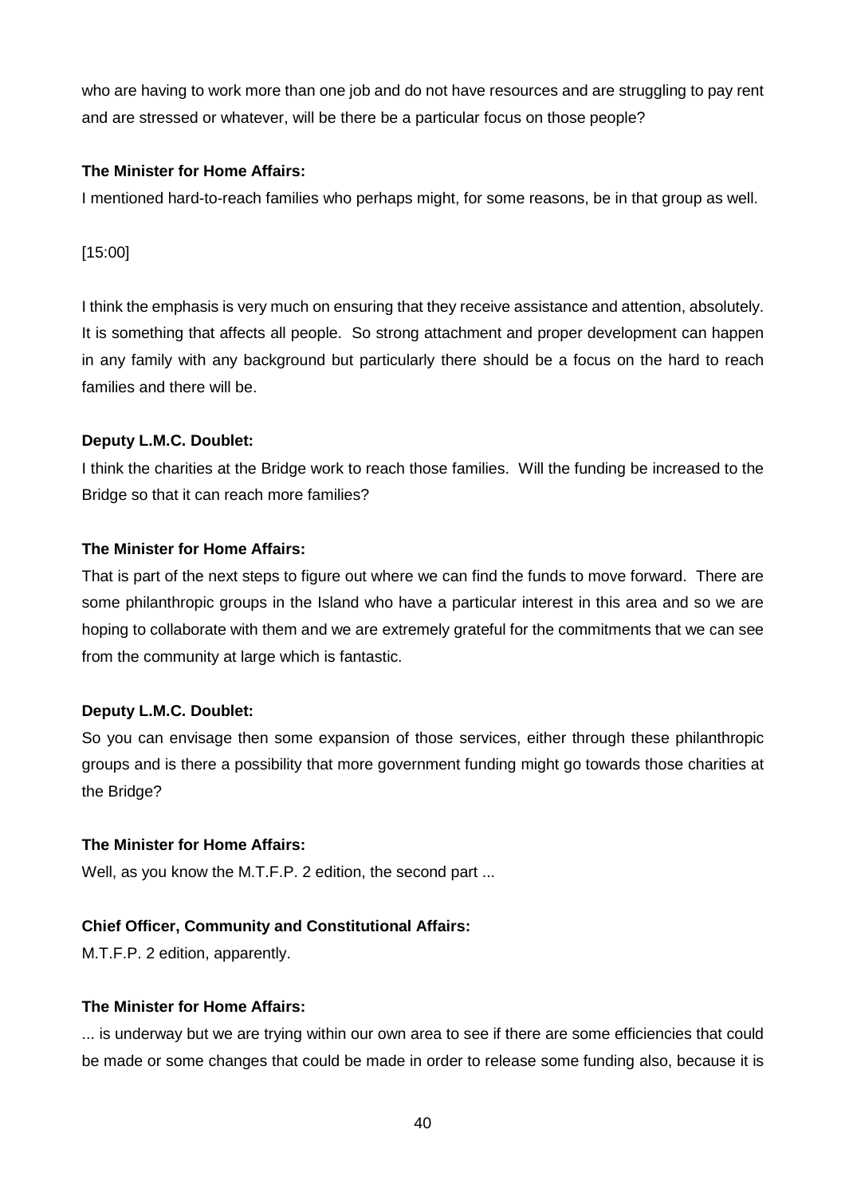who are having to work more than one job and do not have resources and are struggling to pay rent and are stressed or whatever, will be there be a particular focus on those people?

**The Minister for Home Affairs:**

I mentioned hard-to-reach families who perhaps might, for some reasons, be in that group as well.

[15:00]

I think the emphasis is very much on ensuring that they receive assistance and attention, absolutely. It is something that affects all people. So strong attachment and proper development can happen in any family with any background but particularly there should be a focus on the hard to reach families and there will be.

**Deputy L.M.C. Doublet:**

I think the charities at the Bridge work to reach those families. Will the funding be increased to the Bridge so that it can reach more families?

**The Minister for Home Affairs:**

That is part of the next steps to figure out where we can find the funds to move forward. There are some philanthropic groups in the Island who have a particular interest in this area and so we are hoping to collaborate with them and we are extremely grateful for the commitments that we can see from the community at large which is fantastic.

**Deputy L.M.C. Doublet:**

So you can envisage then some expansion of those services, either through these philanthropic groups and is there a possibility that more government funding might go towards those charities at the Bridge?

**The Minister for Home Affairs:**

Well, as you know the M.T.F.P. 2 edition, the second part ...

**Chief Officer, Community and Constitutional Affairs:**

M.T.F.P. 2 edition, apparently.

**The Minister for Home Affairs:**

... is underway but we are trying within our own area to see if there are some efficiencies that could be made or some changes that could be made in order to release some funding also, because it is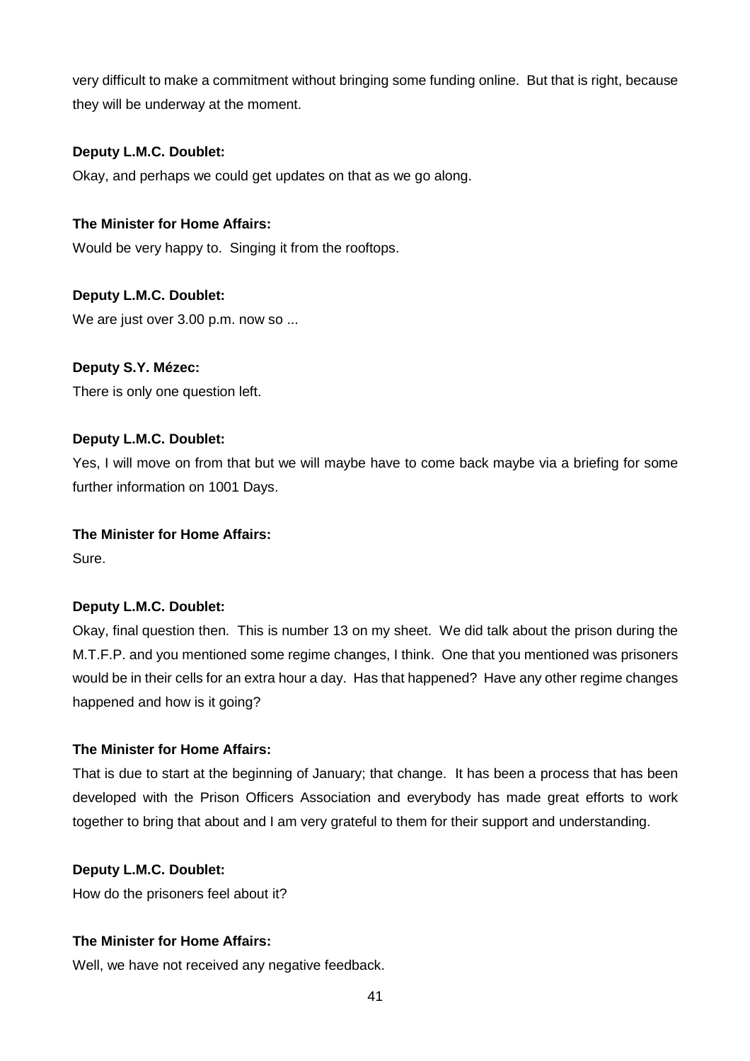very difficult to make a commitment without bringing some funding online. But that is right, because they will be underway at the moment.

**Deputy L.M.C. Doublet:**
Okay, and perhaps we could get updates on that as we go along.

**The Minister for Home Affairs:**
Would be very happy to. Singing it from the rooftops.

**Deputy L.M.C. Doublet:**
We are just over 3.00 p.m. now so ...

**Deputy S.Y. Mézec:**
There is only one question left.

**Deputy L.M.C. Doublet:**
Yes, I will move on from that but we will maybe have to come back maybe via a briefing for some further information on 1001 Days.

**The Minister for Home Affairs:**
Sure.

**Deputy L.M.C. Doublet:**
Okay, final question then. This is number 13 on my sheet. We did talk about the prison during the M.T.F.P. and you mentioned some regime changes, I think. One that you mentioned was prisoners would be in their cells for an extra hour a day. Has that happened? Have any other regime changes happened and how is it going?

**The Minister for Home Affairs:**
That is due to start at the beginning of January; that change. It has been a process that has been developed with the Prison Officers Association and everybody has made great efforts to work together to bring that about and I am very grateful to them for their support and understanding.

**Deputy L.M.C. Doublet:**
How do the prisoners feel about it?

**The Minister for Home Affairs:**
Well, we have not received any negative feedback.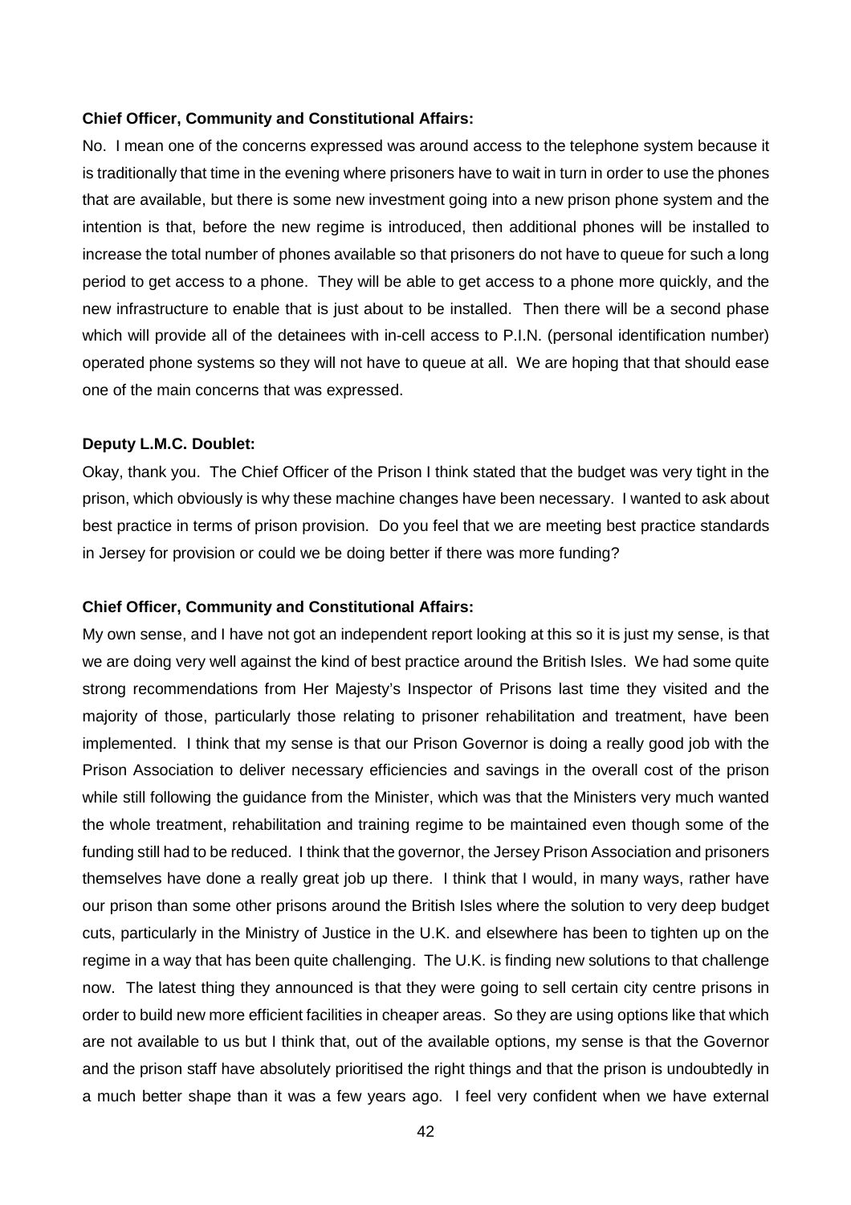**Chief Officer, Community and Constitutional Affairs:**

No. I mean one of the concerns expressed was around access to the telephone system because it is traditionally that time in the evening where prisoners have to wait in turn in order to use the phones that are available, but there is some new investment going into a new prison phone system and the intention is that, before the new regime is introduced, then additional phones will be installed to increase the total number of phones available so that prisoners do not have to queue for such a long period to get access to a phone. They will be able to get access to a phone more quickly, and the new infrastructure to enable that is just about to be installed. Then there will be a second phase which will provide all of the detainees with in-cell access to P.I.N. (personal identification number) operated phone systems so they will not have to queue at all. We are hoping that that should ease one of the main concerns that was expressed.

**Deputy L.M.C. Doublet:**

Okay, thank you. The Chief Officer of the Prison I think stated that the budget was very tight in the prison, which obviously is why these machine changes have been necessary. I wanted to ask about best practice in terms of prison provision. Do you feel that we are meeting best practice standards in Jersey for provision or could we be doing better if there was more funding?

**Chief Officer, Community and Constitutional Affairs:**

My own sense, and I have not got an independent report looking at this so it is just my sense, is that we are doing very well against the kind of best practice around the British Isles. We had some quite strong recommendations from Her Majesty's Inspector of Prisons last time they visited and the majority of those, particularly those relating to prisoner rehabilitation and treatment, have been implemented. I think that my sense is that our Prison Governor is doing a really good job with the Prison Association to deliver necessary efficiencies and savings in the overall cost of the prison while still following the guidance from the Minister, which was that the Ministers very much wanted the whole treatment, rehabilitation and training regime to be maintained even though some of the funding still had to be reduced. I think that the governor, the Jersey Prison Association and prisoners themselves have done a really great job up there. I think that I would, in many ways, rather have our prison than some other prisons around the British Isles where the solution to very deep budget cuts, particularly in the Ministry of Justice in the U.K. and elsewhere has been to tighten up on the regime in a way that has been quite challenging. The U.K. is finding new solutions to that challenge now. The latest thing they announced is that they were going to sell certain city centre prisons in order to build new more efficient facilities in cheaper areas. So they are using options like that which are not available to us but I think that, out of the available options, my sense is that the Governor and the prison staff have absolutely prioritised the right things and that the prison is undoubtedly in a much better shape than it was a few years ago. I feel very confident when we have external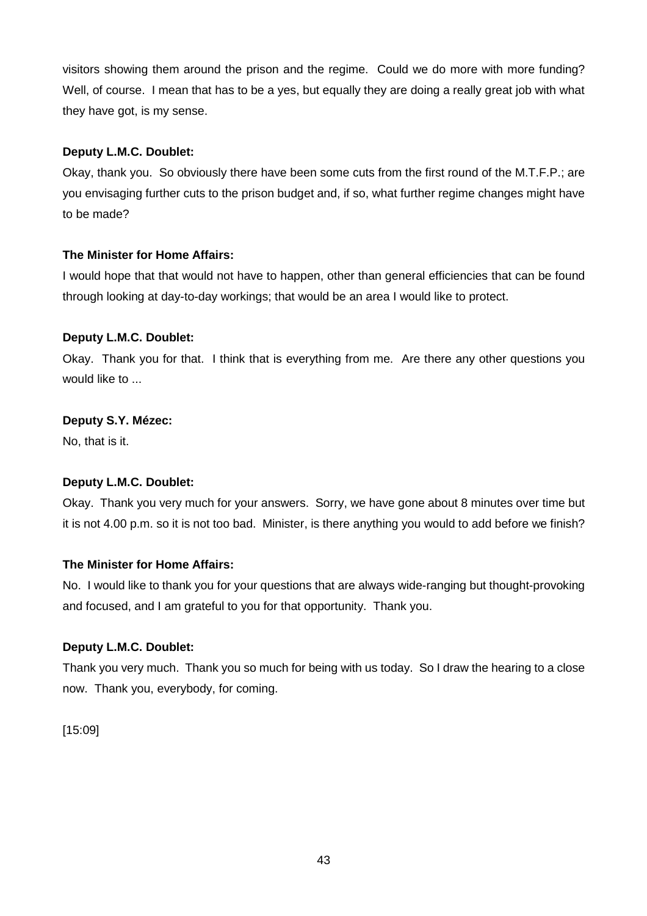visitors showing them around the prison and the regime. Could we do more with more funding? Well, of course. I mean that has to be a yes, but equally they are doing a really great job with what they have got, is my sense.

**Deputy L.M.C. Doublet:**

Okay, thank you. So obviously there have been some cuts from the first round of the M.T.F.P.; are you envisaging further cuts to the prison budget and, if so, what further regime changes might have to be made?

**The Minister for Home Affairs:**

I would hope that that would not have to happen, other than general efficiencies that can be found through looking at day-to-day workings; that would be an area I would like to protect.

**Deputy L.M.C. Doublet:**

Okay. Thank you for that. I think that is everything from me. Are there any other questions you would like to ...

**Deputy S.Y. Mézec:**

No, that is it.

**Deputy L.M.C. Doublet:**

Okay. Thank you very much for your answers. Sorry, we have gone about 8 minutes over time but it is not 4.00 p.m. so it is not too bad. Minister, is there anything you would to add before we finish?

**The Minister for Home Affairs:**

No. I would like to thank you for your questions that are always wide-ranging but thought-provoking and focused, and I am grateful to you for that opportunity. Thank you.

**Deputy L.M.C. Doublet:**

Thank you very much. Thank you so much for being with us today. So I draw the hearing to a close now. Thank you, everybody, for coming.

[15:09]